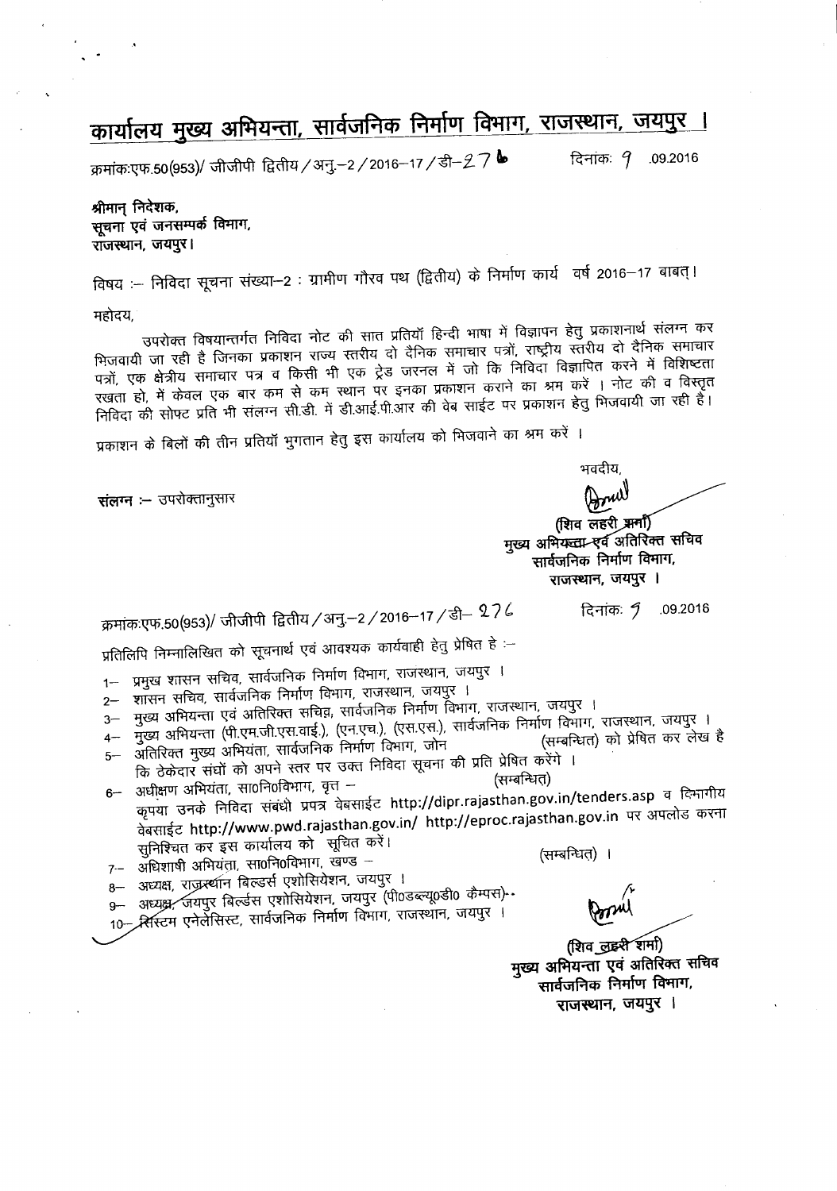# कार्यालय मुख्य अभियन्ता, सार्वजनिक निर्माण विभाग, राजस्थान, जयपुर ।

क्रमांकःएफ.50(953)/ जीजीपी द्वितीय / अनु.–2 / 2016–17 / डी–276 दिनांकः 9 .09.2016

**श्रीमान् निदेशक,**
**सूचना एवं जनसम्पर्क विभाग,**
**राजस्थान, जयपुर।**

विषय :– निविदा सूचना संख्या–2 : ग्रामीण गौरव पथ (द्वितीय) के निर्माण कार्य वर्ष 2016–17 बाबत्।

महोदय,

उपरोक्त विषयान्तर्गत निविदा नोट की सात प्रतियॉं हिन्दी भाषा में विज्ञापन हेतु प्रकाशनार्थ संलग्न कर भिजवायी जा रही है जिनका प्रकाशन राज्य स्तरीय दो दैनिक समाचार पत्रों, राष्ट्रीय स्तरीय दो दैनिक समाचार पत्रों, एक क्षेत्रीय समाचार पत्र व किसी भी एक ट्रेड जरनल में जो कि निविदा विज्ञापित करने में विशिष्टता रखता हो, में केवल एक बार कम से कम स्थान पर इनका प्रकाशन कराने का श्रम करें । नोट की व विस्तृत निविदा की सोफ्ट प्रति भी संलग्न सी.डी. में डी.आई.पी.आर की वेब साईट पर प्रकाशन हेतु भिजवायी जा रही है।

प्रकाशन के बिलों की तीन प्रतियॉं भुगतान हेतु इस कार्यालय को भिजवाने का श्रम करें ।

भवदीय,

**संलग्न :–** उपरोक्तानुसार

(शिव लहरी शर्मा)
मुख्य अभियन्ता एवं अतिरिक्त सचिव
सार्वजनिक निर्माण विभाग,
राजस्थान, जयपुर ।

क्रमांकःएफ.50(953)/ जीजीपी द्वितीय / अनु.–2 / 2016–17 / डी– 276 दिनांकः 9 .09.2016

प्रतिलिपि निम्नालिखित को सूचनार्थ एवं आवश्यक कार्यवाही हेतु प्रेषित हे :–

1– प्रमुख शासन सचिव, सार्वजनिक निर्माण विभाग, राजस्थान, जयपुर ।
2– शासन सचिव, सार्वजनिक निर्माण विभाग, राजस्थान, जयपुर ।
3– मुख्य अभियन्ता एवं अतिरिक्त सचिव, सार्वजनिक निर्माण विभाग, राजस्थान, जयपुर ।
4– मुख्य अभियन्ता (पी.एम.जी.एस.वाई.), (एन.एच.), (एस.एस.), सार्वजनिक निर्माण विभाग, राजस्थान, जयपुर ।
5– अतिरिक्त मुख्य अभियंता, सार्वजनिक निर्माण विभाग, जोन (सम्बन्धित) को प्रेषित कर लेख है कि ठेकेदार संघों को अपने स्तर पर उक्त निविदा सूचना की प्रति प्रेषित करेंगे ।
6– अधीक्षण अभियंता, सा0नि0विभाग, वृत्त – (सम्बन्धित) कृपया उनके निविदा संबंधी प्रपत्र वेबसाईट http://dipr.rajasthan.gov.in/tenders.asp व विभागीय वेबसाईट http://www.pwd.rajasthan.gov.in/ http://eproc.rajasthan.gov.in पर अपलोड करना सुनिश्चित कर इस कार्यालय को सूचित करें।
7– अधिशाषी अभियंता, सा0नि0विभाग, खण्ड – (सम्बन्धित) ।
8– अध्यक्ष, राजस्थान बिल्डर्स एशोसियेशन, जयपुर ।
9– अध्यक्ष, जयपुर बिल्डर्स एशोसियेशन, जयपुर (पी0डब्ल्यू0डी0 कैम्पस)
10– सिस्टम एनेलेसिस्ट, सार्वजनिक निर्माण विभाग, राजस्थान, जयपुर ।

(शिव लहरी शर्मा)
मुख्य अभियन्ता एवं अतिरिक्त सचिव
सार्वजनिक निर्माण विभाग,
राजस्थान, जयपुर ।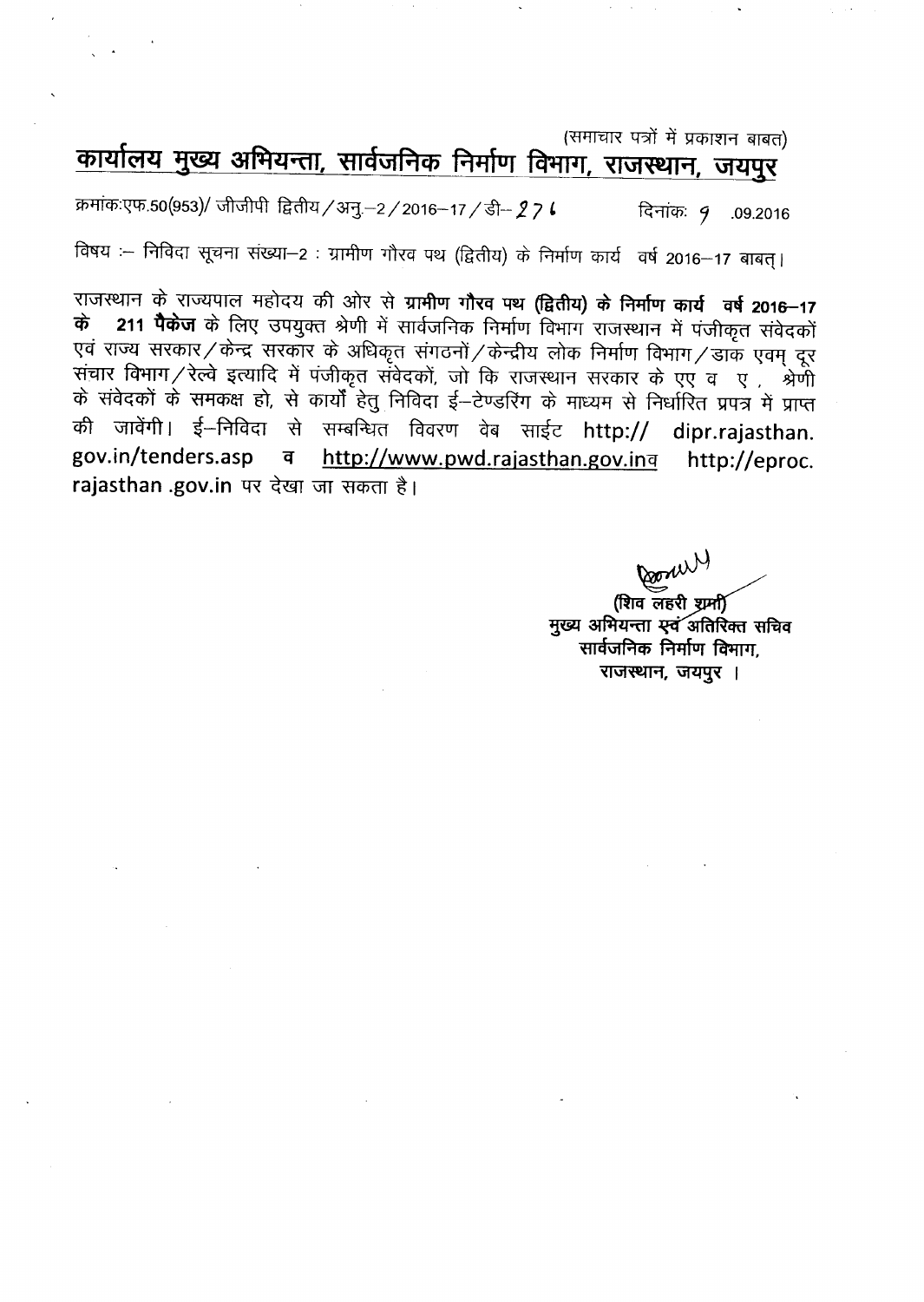(समाचार पत्रों में प्रकाशन बाबत)

# कार्यालय मुख्य अभियन्ता, सार्वजनिक निर्माण विभाग, राजस्थान, जयपुर

क्रमांकःएफ.50(953)/ जीजीपी द्वितीय/अनु.–2/2016–17/डी– 276 दिनांकः 9 .09.2016

विषय :– निविदा सूचना संख्या–2 : ग्रामीण गौरव पथ (द्वितीय) के निर्माण कार्य वर्ष 2016–17 बाबत्।

राजस्थान के राज्यपाल महोदय की ओर से **ग्रामीण गौरव पथ (द्वितीय) के निर्माण कार्य वर्ष 2016–17 के 211 पैकेज** के लिए उपयुक्त श्रेणी में सार्वजनिक निर्माण विभाग राजस्थान में पंजीकृत संवेदकों एवं राज्य सरकार/केन्द्र सरकार के अधिकृत संगठनों/केन्द्रीय लोक निर्माण विभाग/डाक एवम् दूर संचार विभाग/रेल्वे इत्यादि में पंजीकृत संवेदकों, जो कि राजस्थान सरकार के एए व ए, श्रेणी के संवेदकों के समकक्ष हो, से कार्यों हेतु निविदा ई–टेण्डरिंग के माध्यम से निर्धारित प्रपत्र में प्राप्त की जावेंगी। ई–निविदा से सम्बन्धित विवरण वेब साईट http:// dipr.rajasthan. gov.in/tenders.asp व http://www.pwd.rajasthan.gov.inव http://eproc. rajasthan .gov.in पर देखा जा सकता है।

(शिव लहरी शर्मा)
मुख्य अभियन्ता एवं अतिरिक्त सचिव
सार्वजनिक निर्माण विभाग,
राजस्थान, जयपुर ।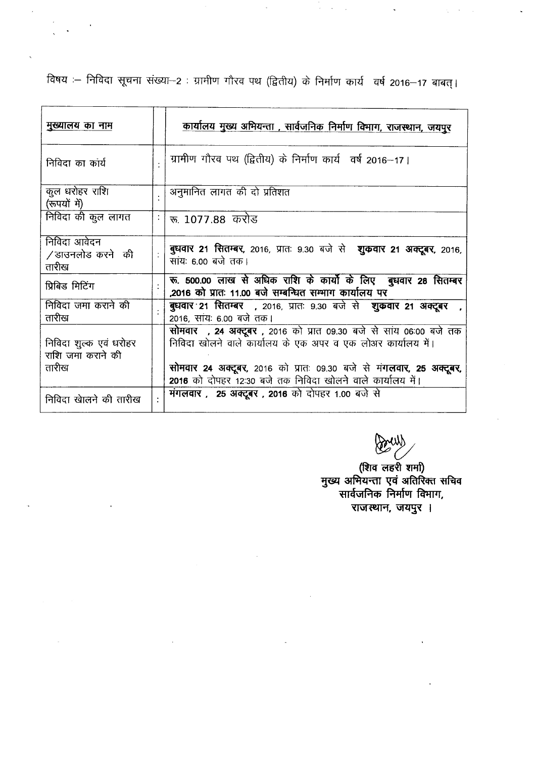विषय :– निविदा सूचना संख्या–2 : ग्रामीण गौरव पथ (द्वितीय) के निर्माण कार्य वर्ष 2016–17 बाबत्।

| <u>मुख्यालय का नाम</u> | | <u>कार्यालय मुख्य अभियन्ता , सार्वजनिक निर्माण विभाग, राजस्थान, जयपुर</u> |
|---|---|---|
| निविदा का कार्य | : | ग्रामीण गौरव पथ (द्वितीय) के निर्माण कार्य वर्ष 2016–17। |
| कुल धरोहर राशि (रूपयों में) | : | अनुमानित लागत की दो प्रतिशत |
| निविदा की कुल लागत | : | रू. 1077.88 करोड |
| निविदा आवेदन /डाउनलोड करने की तारीख | : | **बुधवार 21 सितम्बर,** 2016, प्रातः 9.30 बजे से **शुक्रवार 21 अक्टूबर,** 2016, सांयः 6.00 बजे तक। |
| प्रिबिड मिटिंग | : | **रू. 500.00 लाख से अधिक राशि के कार्यों के लिए बुधवार 28 सितम्बर ,2016 को प्रातः 11.00 बजे सम्बन्धित सम्भाग कार्यालय पर** |
| निविदा जमा कराने की तारीख | : | **बुधवार 21 सितम्बर** , 2016, प्रातः 9.30 बजे से **शुक्रवार 21 अक्टूबर** , 2016, सांयः 6.00 बजे तक। |
| निविदा शुल्क एवं धरोहर राशि जमा कराने की तारीख | | **सोमवार , 24 अक्टूबर ,** 2016 को प्रात 09.30 बजे से सांय 06:00 बजे तक निविदा खोलने वाले कार्यालय के एक अपर व एक लोअर कार्यालय में।<br><br>**सोमवार 24 अक्टूबर,** 2016 को प्रातः 09.30 बजे से **मंगलवार, 25 अक्टूबर, 2016** को दोपहर 12:30 बजे तक निविदा खोलने वाले कार्यालय में। |
| निविदा खोलने की तारीख | : | **मंगलवार , 25 अक्टूबर , 2016** को दोपहर 1.00 बजे से |

(शिव लहरी शर्मा)
मुख्य अभियन्ता एवं अतिरिक्त सचिव
सार्वजनिक निर्माण विभाग,
राजस्थान, जयपुर ।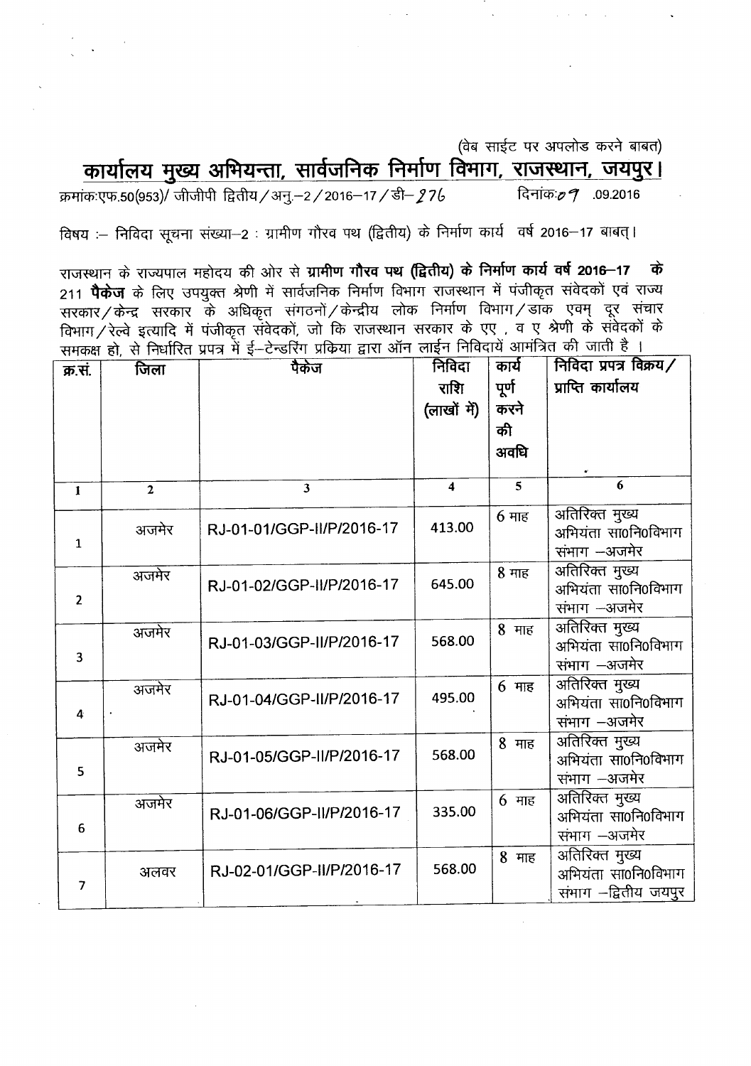(वेब साईट पर अपलोड करने बाबत)

# कार्यालय मुख्य अभियन्ता, सार्वजनिक निर्माण विभाग, राजस्थान, जयपुर।

क्रमांक:एफ.50(953)/ जीजीपी द्वितीय/अनु.–2/2016–17/डी– 276 दिनांक:09 .09.2016

विषय :– निविदा सूचना संख्या–2 : ग्रामीण गौरव पथ (द्वितीय) के निर्माण कार्य वर्ष 2016–17 बाबत्।

राजस्थान के राज्यपाल महोदय की ओर से **ग्रामीण गौरव पथ (द्वितीय) के निर्माण कार्य वर्ष 2016–17 के** 211 **पैकेज** के लिए उपयुक्त श्रेणी में सार्वजनिक निर्माण विभाग राजस्थान में पंजीकृत संवेदकों एवं राज्य सरकार/केन्द्र सरकार के अधिकृत संगठनों/केन्द्रीय लोक निर्माण विभाग/डाक एवम् दूर संचार विभाग/रेल्वे इत्यादि में पंजीकृत संवेदकों, जो कि राजस्थान सरकार के एए , व ए श्रेणी के संवेदकों के समकक्ष हो, से निर्धारित प्रपत्र में ई–टेन्डरिंग प्रकिया द्वारा ऑन लाईन निविदायें आमंत्रित की जाती है ।

| क्र.सं. | जिला | पैकेज | निविदा राशि (लाखों में) | कार्य पूर्ण करने की अवधि | निविदा प्रपत्र विक्रय/ प्राप्ति कार्यालय |
|---|---|---|---|---|---|
| 1 | 2 | 3 | 4 | 5 | 6 |
| 1 | अजमेर | RJ-01-01/GGP-II/P/2016-17 | 413.00 | 6 माह | अतिरिक्त मुख्य अभियंता सा0नि0विभाग संभाग –अजमेर |
| 2 | अजमेर | RJ-01-02/GGP-II/P/2016-17 | 645.00 | 8 माह | अतिरिक्त मुख्य अभियंता सा0नि0विभाग संभाग –अजमेर |
| 3 | अजमेर | RJ-01-03/GGP-II/P/2016-17 | 568.00 | 8 माह | अतिरिक्त मुख्य अभियंता सा0नि0विभाग संभाग –अजमेर |
| 4 | अजमेर | RJ-01-04/GGP-II/P/2016-17 | 495.00 | 6 माह | अतिरिक्त मुख्य अभियंता सा0नि0विभाग संभाग –अजमेर |
| 5 | अजमेर | RJ-01-05/GGP-II/P/2016-17 | 568.00 | 8 माह | अतिरिक्त मुख्य अभियंता सा0नि0विभाग संभाग –अजमेर |
| 6 | अजमेर | RJ-01-06/GGP-II/P/2016-17 | 335.00 | 6 माह | अतिरिक्त मुख्य अभियंता सा0नि0विभाग संभाग –अजमेर |
| 7 | अलवर | RJ-02-01/GGP-II/P/2016-17 | 568.00 | 8 माह | अतिरिक्त मुख्य अभियंता सा0नि0विभाग संभाग –द्वितीय जयपुर |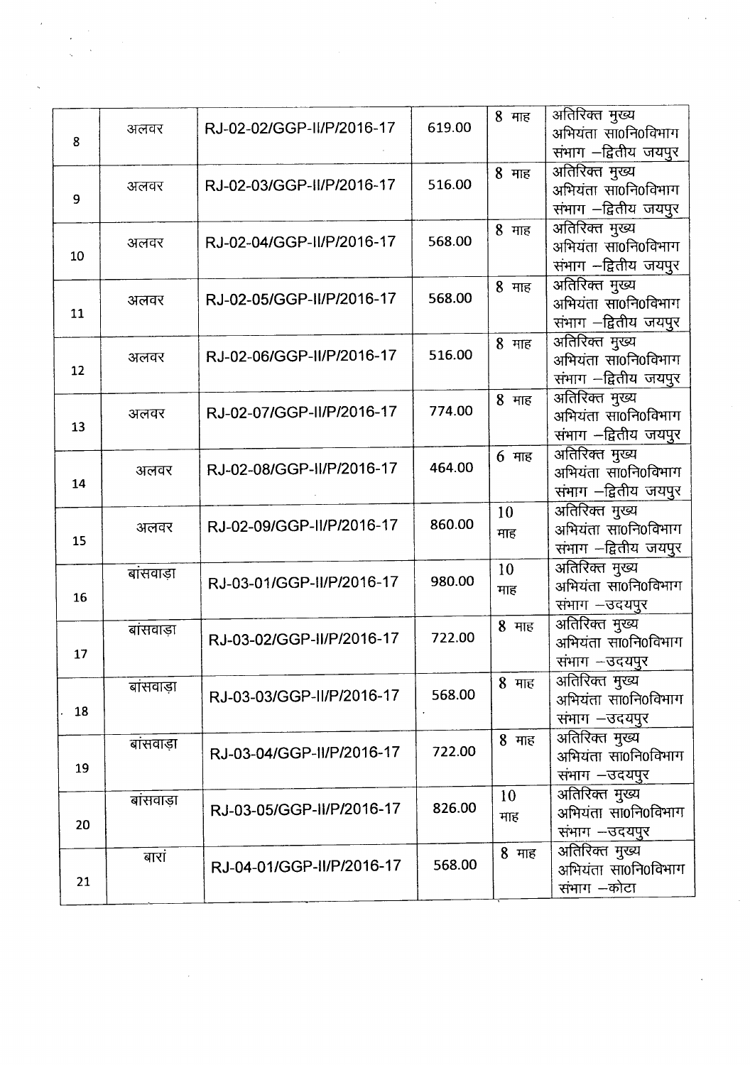| | | | | | |
|---|---|---|---|---|---|
| 8 | अलवर | RJ-02-02/GGP-II/P/2016-17 | 619.00 | 8 माह | अतिरिक्त मुख्य अभियंता सा0नि0विभाग संभाग –द्वितीय जयपुर |
| 9 | अलवर | RJ-02-03/GGP-II/P/2016-17 | 516.00 | 8 माह | अतिरिक्त मुख्य अभियंता सा0नि0विभाग संभाग –द्वितीय जयपुर |
| 10 | अलवर | RJ-02-04/GGP-II/P/2016-17 | 568.00 | 8 माह | अतिरिक्त मुख्य अभियंता सा0नि0विभाग संभाग –द्वितीय जयपुर |
| 11 | अलवर | RJ-02-05/GGP-II/P/2016-17 | 568.00 | 8 माह | अतिरिक्त मुख्य अभियंता सा0नि0विभाग संभाग –द्वितीय जयपुर |
| 12 | अलवर | RJ-02-06/GGP-II/P/2016-17 | 516.00 | 8 माह | अतिरिक्त मुख्य अभियंता सा0नि0विभाग संभाग –द्वितीय जयपुर |
| 13 | अलवर | RJ-02-07/GGP-II/P/2016-17 | 774.00 | 8 माह | अतिरिक्त मुख्य अभियंता सा0नि0विभाग संभाग –द्वितीय जयपुर |
| 14 | अलवर | RJ-02-08/GGP-II/P/2016-17 | 464.00 | 6 माह | अतिरिक्त मुख्य अभियंता सा0नि0विभाग संभाग –द्वितीय जयपुर |
| 15 | अलवर | RJ-02-09/GGP-II/P/2016-17 | 860.00 | 10 माह | अतिरिक्त मुख्य अभियंता सा0नि0विभाग संभाग –द्वितीय जयपुर |
| 16 | बांसवाड़ा | RJ-03-01/GGP-II/P/2016-17 | 980.00 | 10 माह | अतिरिक्त मुख्य अभियंता सा0नि0विभाग संभाग –उदयपुर |
| 17 | बांसवाड़ा | RJ-03-02/GGP-II/P/2016-17 | 722.00 | 8 माह | अतिरिक्त मुख्य अभियंता सा0नि0विभाग संभाग –उदयपुर |
| 18 | बांसवाड़ा | RJ-03-03/GGP-II/P/2016-17 | 568.00 | 8 माह | अतिरिक्त मुख्य अभियंता सा0नि0विभाग संभाग –उदयपुर |
| 19 | बांसवाड़ा | RJ-03-04/GGP-II/P/2016-17 | 722.00 | 8 माह | अतिरिक्त मुख्य अभियंता सा0नि0विभाग संभाग –उदयपुर |
| 20 | बांसवाड़ा | RJ-03-05/GGP-II/P/2016-17 | 826.00 | 10 माह | अतिरिक्त मुख्य अभियंता सा0नि0विभाग संभाग –उदयपुर |
| 21 | बारां | RJ-04-01/GGP-II/P/2016-17 | 568.00 | 8 माह | अतिरिक्त मुख्य अभियंता सा0नि0विभाग संभाग –कोटा |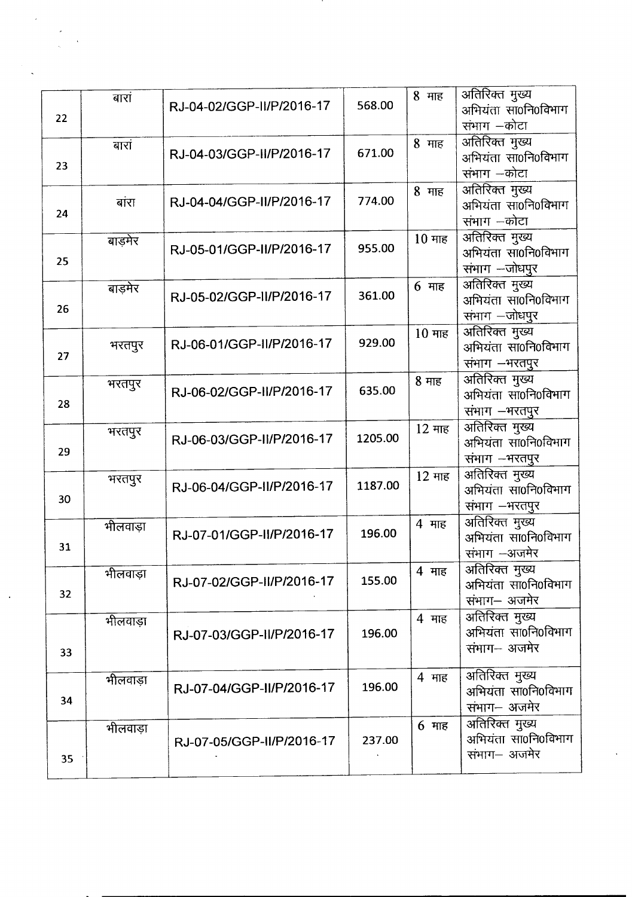| 22 | बारां | RJ-04-02/GGP-II/P/2016-17 | 568.00 | 8 माह | अतिरिक्त मुख्य अभियंता सा0नि0विभाग संभाग –कोटा |
|---|---|---|---|---|---|
| 23 | बारां | RJ-04-03/GGP-II/P/2016-17 | 671.00 | 8 माह | अतिरिक्त मुख्य अभियंता सा0नि0विभाग संभाग –कोटा |
| 24 | बांरा | RJ-04-04/GGP-II/P/2016-17 | 774.00 | 8 माह | अतिरिक्त मुख्य अभियंता सा0नि0विभाग संभाग –कोटा |
| 25 | बाड़मेर | RJ-05-01/GGP-II/P/2016-17 | 955.00 | 10 माह | अतिरिक्त मुख्य अभियंता सा0नि0विभाग संभाग –जोधपुर |
| 26 | बाड़मेर | RJ-05-02/GGP-II/P/2016-17 | 361.00 | 6 माह | अतिरिक्त मुख्य अभियंता सा0नि0विभाग संभाग –जोधपुर |
| 27 | भरतपुर | RJ-06-01/GGP-II/P/2016-17 | 929.00 | 10 माह | अतिरिक्त मुख्य अभियंता सा0नि0विभाग संभाग –भरतपुर |
| 28 | भरतपुर | RJ-06-02/GGP-II/P/2016-17 | 635.00 | 8 माह | अतिरिक्त मुख्य अभियंता सा0नि0विभाग संभाग –भरतपुर |
| 29 | भरतपुर | RJ-06-03/GGP-II/P/2016-17 | 1205.00 | 12 माह | अतिरिक्त मुख्य अभियंता सा0नि0विभाग संभाग –भरतपुर |
| 30 | भरतपुर | RJ-06-04/GGP-II/P/2016-17 | 1187.00 | 12 माह | अतिरिक्त मुख्य अभियंता सा0नि0विभाग संभाग –भरतपुर |
| 31 | भीलवाड़ा | RJ-07-01/GGP-II/P/2016-17 | 196.00 | 4 माह | अतिरिक्त मुख्य अभियंता सा0नि0विभाग संभाग –अजमेर |
| 32 | भीलवाड़ा | RJ-07-02/GGP-II/P/2016-17 | 155.00 | 4 माह | अतिरिक्त मुख्य अभियंता सा0नि0विभाग संभाग– अजमेर |
| 33 | भीलवाड़ा | RJ-07-03/GGP-II/P/2016-17 | 196.00 | 4 माह | अतिरिक्त मुख्य अभियंता सा0नि0विभाग संभाग– अजमेर |
| 34 | भीलवाड़ा | RJ-07-04/GGP-II/P/2016-17 | 196.00 | 4 माह | अतिरिक्त मुख्य अभियंता सा0नि0विभाग संभाग– अजमेर |
| 35 | भीलवाड़ा | RJ-07-05/GGP-II/P/2016-17 | 237.00 | 6 माह | अतिरिक्त मुख्य अभियंता सा0नि0विभाग संभाग– अजमेर |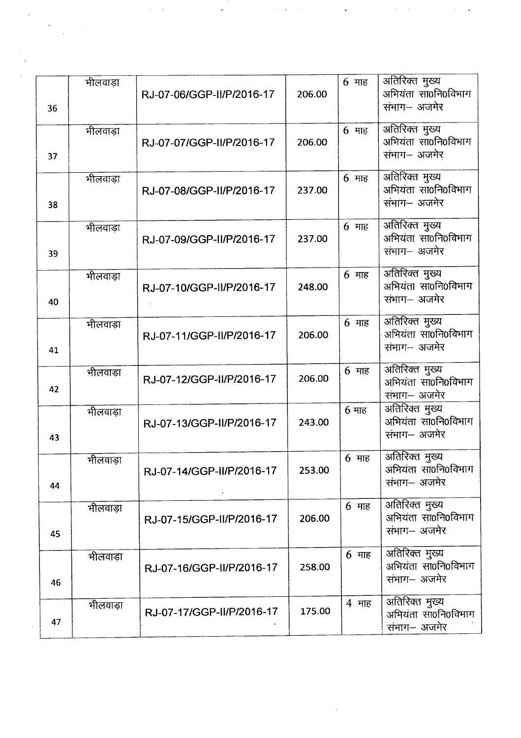| | | | | | |
|---|---|---|---|---|---|
| 36 | भीलवाड़ा | RJ-07-06/GGP-II/P/2016-17 | 206.00 | 6 माह | अतिरिक्त मुख्य अभियंता सा0नि0विभाग संभाग– अजमेर |
| 37 | भीलवाड़ा | RJ-07-07/GGP-II/P/2016-17 | 206.00 | 6 माह | अतिरिक्त मुख्य अभियंता सा0नि0विभाग संभाग– अजमेर |
| 38 | भीलवाड़ा | RJ-07-08/GGP-II/P/2016-17 | 237.00 | 6 माह | अतिरिक्त मुख्य अभियंता सा0नि0विभाग संभाग– अजमेर |
| 39 | भीलवाड़ा | RJ-07-09/GGP-II/P/2016-17 | 237.00 | 6 माह | अतिरिक्त मुख्य अभियंता सा0नि0विभाग संभाग– अजमेर |
| 40 | भीलवाड़ा | RJ-07-10/GGP-II/P/2016-17 | 248.00 | 6 माह | अतिरिक्त मुख्य अभियंता सा0नि0विभाग संभाग– अजमेर |
| 41 | भीलवाड़ा | RJ-07-11/GGP-II/P/2016-17 | 206.00 | 6 माह | अतिरिक्त मुख्य अभियंता सा0नि0विभाग संभाग– अजमेर |
| 42 | भीलवाड़ा | RJ-07-12/GGP-II/P/2016-17 | 206.00 | 6 माह | अतिरिक्त मुख्य अभियंता सा0नि0विभाग संभाग– अजमेर |
| 43 | भीलवाड़ा | RJ-07-13/GGP-II/P/2016-17 | 243.00 | 6 माह | अतिरिक्त मुख्य अभियंता सा0नि0विभाग संभाग– अजमेर |
| 44 | भीलवाड़ा | RJ-07-14/GGP-II/P/2016-17 | 253.00 | 6 माह | अतिरिक्त मुख्य अभियंता सा0नि0विभाग संभाग– अजमेर |
| 45 | भीलवाड़ा | RJ-07-15/GGP-II/P/2016-17 | 206.00 | 6 माह | अतिरिक्त मुख्य अभियंता सा0नि0विभाग संभाग– अजमेर |
| 46 | भीलवाड़ा | RJ-07-16/GGP-II/P/2016-17 | 258.00 | 6 माह | अतिरिक्त मुख्य अभियंता सा0नि0विभाग संभाग– अजमेर |
| 47 | भीलवाड़ा | RJ-07-17/GGP-II/P/2016-17 | 175.00 | 4 माह | अतिरिक्त मुख्य अभियंता सा0नि0विभाग संभाग– अजमेर |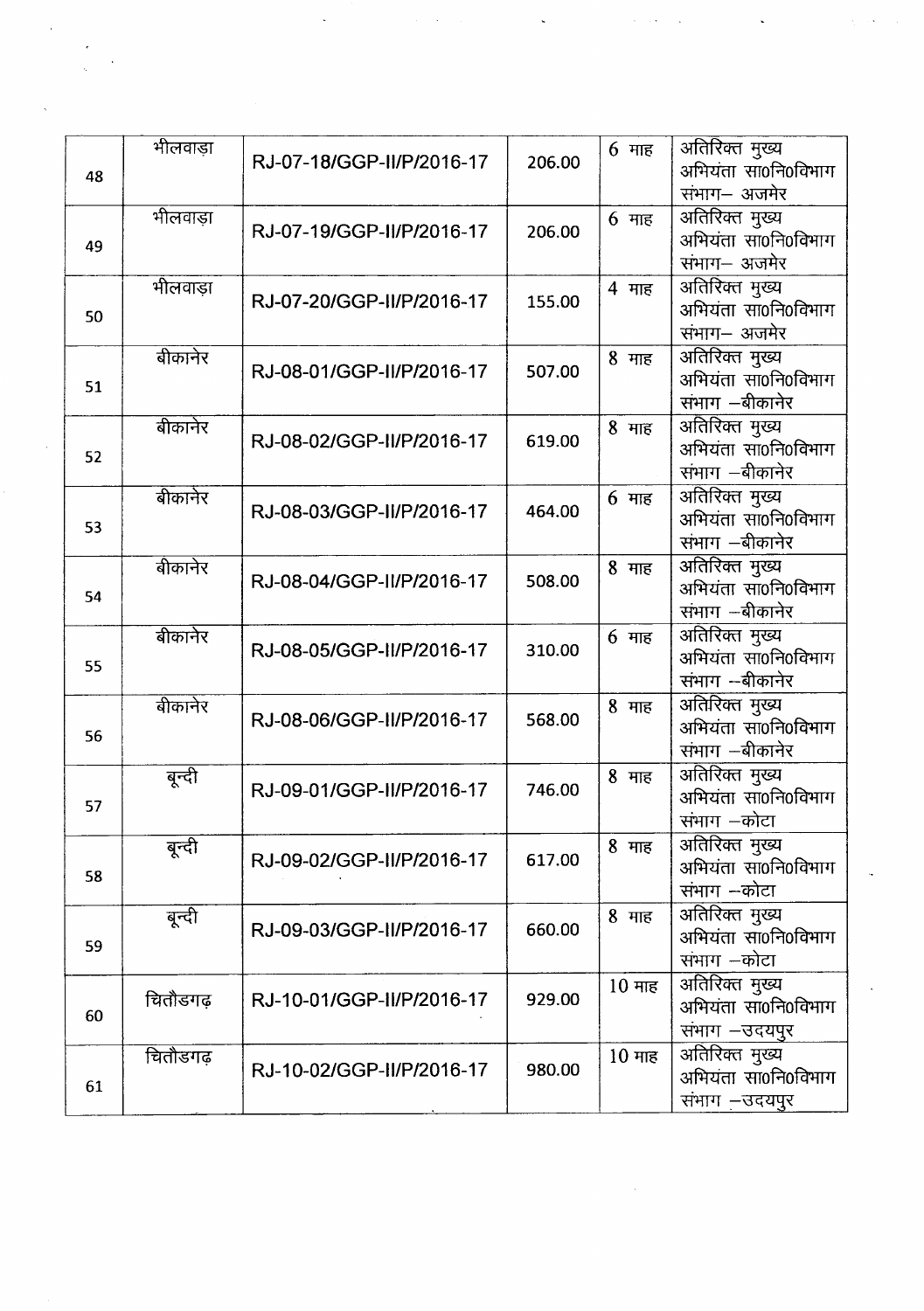| | | | | | |
|---|---|---|---|---|---|
| 48 | भीलवाड़ा | RJ-07-18/GGP-II/P/2016-17 | 206.00 | 6 माह | अतिरिक्त मुख्य अभियंता सा0नि0विभाग संभाग– अजमेर |
| 49 | भीलवाड़ा | RJ-07-19/GGP-II/P/2016-17 | 206.00 | 6 माह | अतिरिक्त मुख्य अभियंता सा0नि0विभाग संभाग– अजमेर |
| 50 | भीलवाड़ा | RJ-07-20/GGP-II/P/2016-17 | 155.00 | 4 माह | अतिरिक्त मुख्य अभियंता सा0नि0विभाग संभाग– अजमेर |
| 51 | बीकानेर | RJ-08-01/GGP-II/P/2016-17 | 507.00 | 8 माह | अतिरिक्त मुख्य अभियंता सा0नि0विभाग संभाग –बीकानेर |
| 52 | बीकानेर | RJ-08-02/GGP-II/P/2016-17 | 619.00 | 8 माह | अतिरिक्त मुख्य अभियंता सा0नि0विभाग संभाग –बीकानेर |
| 53 | बीकानेर | RJ-08-03/GGP-II/P/2016-17 | 464.00 | 6 माह | अतिरिक्त मुख्य अभियंता सा0नि0विभाग संभाग –बीकानेर |
| 54 | बीकानेर | RJ-08-04/GGP-II/P/2016-17 | 508.00 | 8 माह | अतिरिक्त मुख्य अभियंता सा0नि0विभाग संभाग –बीकानेर |
| 55 | बीकानेर | RJ-08-05/GGP-II/P/2016-17 | 310.00 | 6 माह | अतिरिक्त मुख्य अभियंता सा0नि0विभाग संभाग –बीकानेर |
| 56 | बीकानेर | RJ-08-06/GGP-II/P/2016-17 | 568.00 | 8 माह | अतिरिक्त मुख्य अभियंता सा0नि0विभाग संभाग –बीकानेर |
| 57 | बून्दी | RJ-09-01/GGP-II/P/2016-17 | 746.00 | 8 माह | अतिरिक्त मुख्य अभियंता सा0नि0विभाग संभाग –कोटा |
| 58 | बून्दी | RJ-09-02/GGP-II/P/2016-17 | 617.00 | 8 माह | अतिरिक्त मुख्य अभियंता सा0नि0विभाग संभाग –कोटा |
| 59 | बून्दी | RJ-09-03/GGP-II/P/2016-17 | 660.00 | 8 माह | अतिरिक्त मुख्य अभियंता सा0नि0विभाग संभाग –कोटा |
| 60 | चितौडगढ़ | RJ-10-01/GGP-II/P/2016-17 | 929.00 | 10 माह | अतिरिक्त मुख्य अभियंता सा0नि0विभाग संभाग –उदयपुर |
| 61 | चितौडगढ़ | RJ-10-02/GGP-II/P/2016-17 | 980.00 | 10 माह | अतिरिक्त मुख्य अभियंता सा0नि0विभाग संभाग –उदयपुर |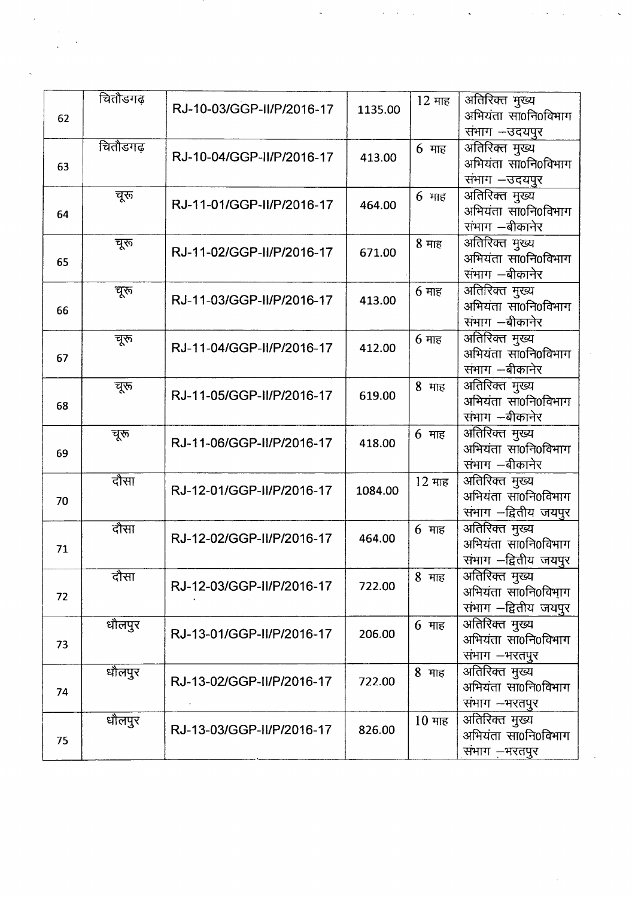| 62 | चितौडगढ़ | RJ-10-03/GGP-II/P/2016-17 | 1135.00 | 12 माह | अतिरिक्त मुख्य अभियंता सा0नि0विभाग संभाग –उदयपुर |
|---|---|---|---|---|---|
| 63 | चितौडगढ़ | RJ-10-04/GGP-II/P/2016-17 | 413.00 | 6 माह | अतिरिक्त मुख्य अभियंता सा0नि0विभाग संभाग –उदयपुर |
| 64 | चूरू | RJ-11-01/GGP-II/P/2016-17 | 464.00 | 6 माह | अतिरिक्त मुख्य अभियंता सा0नि0विभाग संभाग –बीकानेर |
| 65 | चूरू | RJ-11-02/GGP-II/P/2016-17 | 671.00 | 8 माह | अतिरिक्त मुख्य अभियंता सा0नि0विभाग संभाग –बीकानेर |
| 66 | चूरू | RJ-11-03/GGP-II/P/2016-17 | 413.00 | 6 माह | अतिरिक्त मुख्य अभियंता सा0नि0विभाग संभाग –बीकानेर |
| 67 | चूरू | RJ-11-04/GGP-II/P/2016-17 | 412.00 | 6 माह | अतिरिक्त मुख्य अभियंता सा0नि0विभाग संभाग –बीकानेर |
| 68 | चूरू | RJ-11-05/GGP-II/P/2016-17 | 619.00 | 8 माह | अतिरिक्त मुख्य अभियंता सा0नि0विभाग संभाग –बीकानेर |
| 69 | चूरू | RJ-11-06/GGP-II/P/2016-17 | 418.00 | 6 माह | अतिरिक्त मुख्य अभियंता सा0नि0विभाग संभाग –बीकानेर |
| 70 | दौसा | RJ-12-01/GGP-II/P/2016-17 | 1084.00 | 12 माह | अतिरिक्त मुख्य अभियंता सा0नि0विभाग संभाग –द्वितीय जयपुर |
| 71 | दौसा | RJ-12-02/GGP-II/P/2016-17 | 464.00 | 6 माह | अतिरिक्त मुख्य अभियंता सा0नि0विभाग संभाग –द्वितीय जयपुर |
| 72 | दौसा | RJ-12-03/GGP-II/P/2016-17 | 722.00 | 8 माह | अतिरिक्त मुख्य अभियंता सा0नि0विभाग संभाग –द्वितीय जयपुर |
| 73 | धौलपुर | RJ-13-01/GGP-II/P/2016-17 | 206.00 | 6 माह | अतिरिक्त मुख्य अभियंता सा0नि0विभाग संभाग –भरतपुर |
| 74 | धौलपुर | RJ-13-02/GGP-II/P/2016-17 | 722.00 | 8 माह | अतिरिक्त मुख्य अभियंता सा0नि0विभाग संभाग –भरतपुर |
| 75 | धौलपुर | RJ-13-03/GGP-II/P/2016-17 | 826.00 | 10 माह | अतिरिक्त मुख्य अभियंता सा0नि0विभाग संभाग –भरतपुर |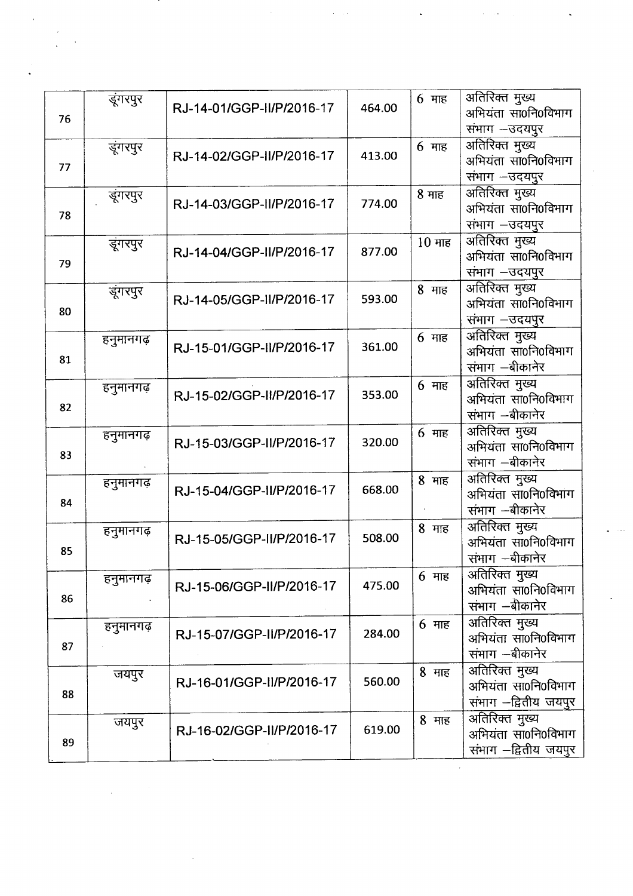| | | | | | |
|---|---|---|---|---|---|
| 76 | डूंगरपुर | RJ-14-01/GGP-II/P/2016-17 | 464.00 | 6 माह | अतिरिक्त मुख्य अभियंता सा0नि0विभाग संभाग –उदयपुर |
| 77 | डूंगरपुर | RJ-14-02/GGP-II/P/2016-17 | 413.00 | 6 माह | अतिरिक्त मुख्य अभियंता सा0नि0विभाग संभाग –उदयपुर |
| 78 | डूंगरपुर | RJ-14-03/GGP-II/P/2016-17 | 774.00 | 8 माह | अतिरिक्त मुख्य अभियंता सा0नि0विभाग संभाग –उदयपुर |
| 79 | डूंगरपुर | RJ-14-04/GGP-II/P/2016-17 | 877.00 | 10 माह | अतिरिक्त मुख्य अभियंता सा0नि0विभाग संभाग –उदयपुर |
| 80 | डूंगरपुर | RJ-14-05/GGP-II/P/2016-17 | 593.00 | 8 माह | अतिरिक्त मुख्य अभियंता सा0नि0विभाग संभाग –उदयपुर |
| 81 | हनुमानगढ़ | RJ-15-01/GGP-II/P/2016-17 | 361.00 | 6 माह | अतिरिक्त मुख्य अभियंता सा0नि0विभाग संभाग –बीकानेर |
| 82 | हनुमानगढ़ | RJ-15-02/GGP-II/P/2016-17 | 353.00 | 6 माह | अतिरिक्त मुख्य अभियंता सा0नि0विभाग संभाग –बीकानेर |
| 83 | हनुमानगढ़ | RJ-15-03/GGP-II/P/2016-17 | 320.00 | 6 माह | अतिरिक्त मुख्य अभियंता सा0नि0विभाग संभाग –बीकानेर |
| 84 | हनुमानगढ़ | RJ-15-04/GGP-II/P/2016-17 | 668.00 | 8 माह | अतिरिक्त मुख्य अभियंता सा0नि0विभाग संभाग –बीकानेर |
| 85 | हनुमानगढ़ | RJ-15-05/GGP-II/P/2016-17 | 508.00 | 8 माह | अतिरिक्त मुख्य अभियंता सा0नि0विभाग संभाग –बीकानेर |
| 86 | हनुमानगढ़ | RJ-15-06/GGP-II/P/2016-17 | 475.00 | 6 माह | अतिरिक्त मुख्य अभियंता सा0नि0विभाग संभाग –बीकानेर |
| 87 | हनुमानगढ़ | RJ-15-07/GGP-II/P/2016-17 | 284.00 | 6 माह | अतिरिक्त मुख्य अभियंता सा0नि0विभाग संभाग –बीकानेर |
| 88 | जयपुर | RJ-16-01/GGP-II/P/2016-17 | 560.00 | 8 माह | अतिरिक्त मुख्य अभियंता सा0नि0विभाग संभाग –द्वितीय जयपुर |
| 89 | जयपुर | RJ-16-02/GGP-II/P/2016-17 | 619.00 | 8 माह | अतिरिक्त मुख्य अभियंता सा0नि0विभाग संभाग –द्वितीय जयपुर |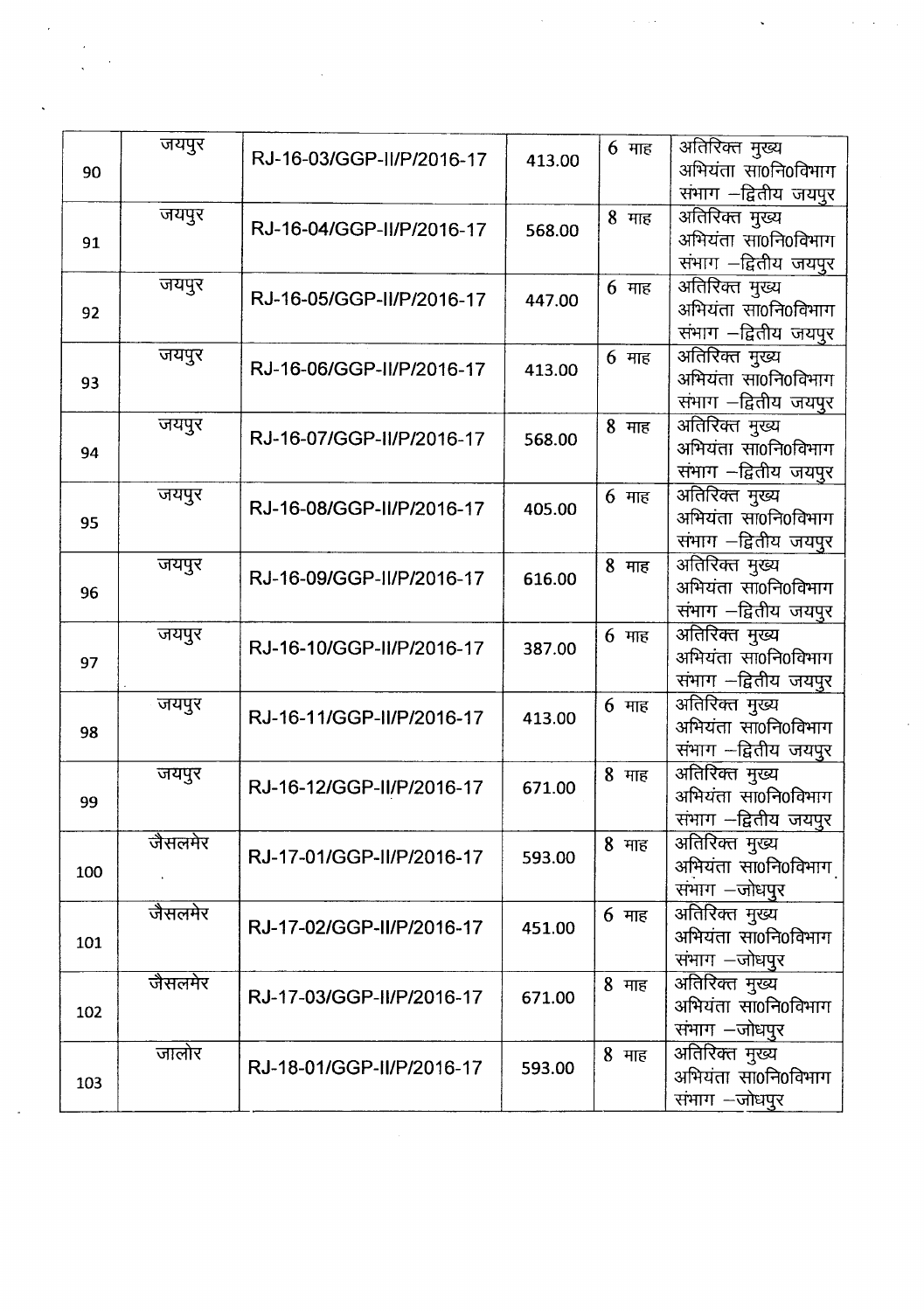| 90 | जयपुर | RJ-16-03/GGP-II/P/2016-17 | 413.00 | 6 माह | अतिरिक्त मुख्य अभियंता सा0नि0विभाग संभाग –द्वितीय जयपुर |
|---|---|---|---|---|---|
| 91 | जयपुर | RJ-16-04/GGP-II/P/2016-17 | 568.00 | 8 माह | अतिरिक्त मुख्य अभियंता सा0नि0विभाग संभाग –द्वितीय जयपुर |
| 92 | जयपुर | RJ-16-05/GGP-II/P/2016-17 | 447.00 | 6 माह | अतिरिक्त मुख्य अभियंता सा0नि0विभाग संभाग –द्वितीय जयपुर |
| 93 | जयपुर | RJ-16-06/GGP-II/P/2016-17 | 413.00 | 6 माह | अतिरिक्त मुख्य अभियंता सा0नि0विभाग संभाग –द्वितीय जयपुर |
| 94 | जयपुर | RJ-16-07/GGP-II/P/2016-17 | 568.00 | 8 माह | अतिरिक्त मुख्य अभियंता सा0नि0विभाग संभाग –द्वितीय जयपुर |
| 95 | जयपुर | RJ-16-08/GGP-II/P/2016-17 | 405.00 | 6 माह | अतिरिक्त मुख्य अभियंता सा0नि0विभाग संभाग –द्वितीय जयपुर |
| 96 | जयपुर | RJ-16-09/GGP-II/P/2016-17 | 616.00 | 8 माह | अतिरिक्त मुख्य अभियंता सा0नि0विभाग संभाग –द्वितीय जयपुर |
| 97 | जयपुर | RJ-16-10/GGP-II/P/2016-17 | 387.00 | 6 माह | अतिरिक्त मुख्य अभियंता सा0नि0विभाग संभाग –द्वितीय जयपुर |
| 98 | जयपुर | RJ-16-11/GGP-II/P/2016-17 | 413.00 | 6 माह | अतिरिक्त मुख्य अभियंता सा0नि0विभाग संभाग –द्वितीय जयपुर |
| 99 | जयपुर | RJ-16-12/GGP-II/P/2016-17 | 671.00 | 8 माह | अतिरिक्त मुख्य अभियंता सा0नि0विभाग संभाग –द्वितीय जयपुर |
| 100 | जैसलमेर | RJ-17-01/GGP-II/P/2016-17 | 593.00 | 8 माह | अतिरिक्त मुख्य अभियंता सा0नि0विभाग संभाग –जोधपुर |
| 101 | जैसलमेर | RJ-17-02/GGP-II/P/2016-17 | 451.00 | 6 माह | अतिरिक्त मुख्य अभियंता सा0नि0विभाग संभाग –जोधपुर |
| 102 | जैसलमेर | RJ-17-03/GGP-II/P/2016-17 | 671.00 | 8 माह | अतिरिक्त मुख्य अभियंता सा0नि0विभाग संभाग –जोधपुर |
| 103 | जालोर | RJ-18-01/GGP-II/P/2016-17 | 593.00 | 8 माह | अतिरिक्त मुख्य अभियंता सा0नि0विभाग संभाग –जोधपुर |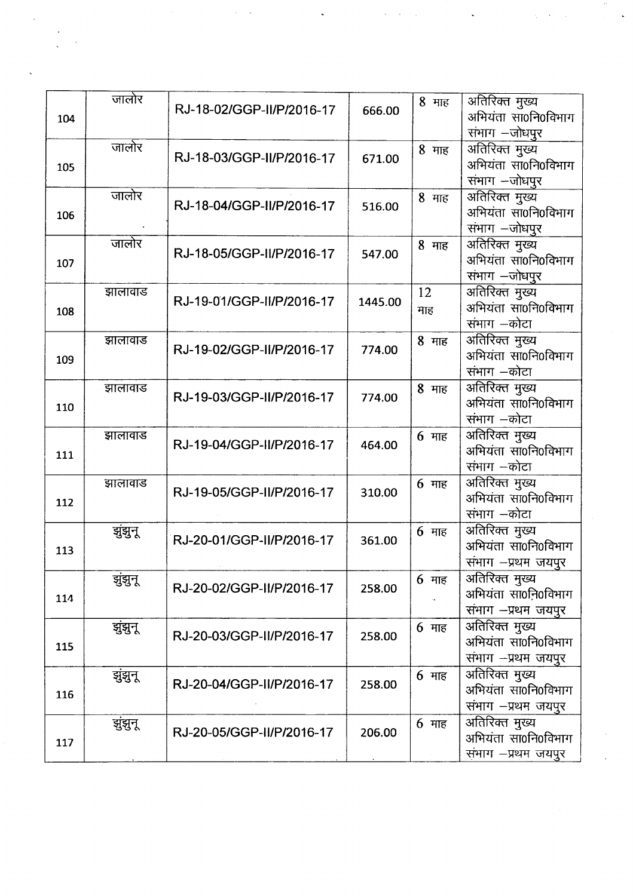| | | | | | |
|---|---|---|---|---|---|
| 104 | जालोर | RJ-18-02/GGP-II/P/2016-17 | 666.00 | 8 माह | अतिरिक्त मुख्य अभियंता सा0नि0विभाग संभाग –जोधपुर |
| 105 | जालोर | RJ-18-03/GGP-II/P/2016-17 | 671.00 | 8 माह | अतिरिक्त मुख्य अभियंता सा0नि0विभाग संभाग –जोधपुर |
| 106 | जालोर | RJ-18-04/GGP-II/P/2016-17 | 516.00 | 8 माह | अतिरिक्त मुख्य अभियंता सा0नि0विभाग संभाग –जोधपुर |
| 107 | जालोर | RJ-18-05/GGP-II/P/2016-17 | 547.00 | 8 माह | अतिरिक्त मुख्य अभियंता सा0नि0विभाग संभाग –जोधपुर |
| 108 | झालावाड | RJ-19-01/GGP-II/P/2016-17 | 1445.00 | 12 माह | अतिरिक्त मुख्य अभियंता सा0नि0विभाग संभाग –कोटा |
| 109 | झालावाड | RJ-19-02/GGP-II/P/2016-17 | 774.00 | 8 माह | अतिरिक्त मुख्य अभियंता सा0नि0विभाग संभाग –कोटा |
| 110 | झालावाड | RJ-19-03/GGP-II/P/2016-17 | 774.00 | 8 माह | अतिरिक्त मुख्य अभियंता सा0नि0विभाग संभाग –कोटा |
| 111 | झालावाड | RJ-19-04/GGP-II/P/2016-17 | 464.00 | 6 माह | अतिरिक्त मुख्य अभियंता सा0नि0विभाग संभाग –कोटा |
| 112 | झालावाड | RJ-19-05/GGP-II/P/2016-17 | 310.00 | 6 माह | अतिरिक्त मुख्य अभियंता सा0नि0विभाग संभाग –कोटा |
| 113 | झुंझुनू | RJ-20-01/GGP-II/P/2016-17 | 361.00 | 6 माह | अतिरिक्त मुख्य अभियंता सा0नि0विभाग संभाग –प्रथम जयपुर |
| 114 | झुंझुनू | RJ-20-02/GGP-II/P/2016-17 | 258.00 | 6 माह | अतिरिक्त मुख्य अभियंता सा0नि0विभाग संभाग –प्रथम जयपुर |
| 115 | झुंझुनू | RJ-20-03/GGP-II/P/2016-17 | 258.00 | 6 माह | अतिरिक्त मुख्य अभियंता सा0नि0विभाग संभाग –प्रथम जयपुर |
| 116 | झुंझुनू | RJ-20-04/GGP-II/P/2016-17 | 258.00 | 6 माह | अतिरिक्त मुख्य अभियंता सा0नि0विभाग संभाग –प्रथम जयपुर |
| 117 | झुंझुनू | RJ-20-05/GGP-II/P/2016-17 | 206.00 | 6 माह | अतिरिक्त मुख्य अभियंता सा0नि0विभाग संभाग –प्रथम जयपुर |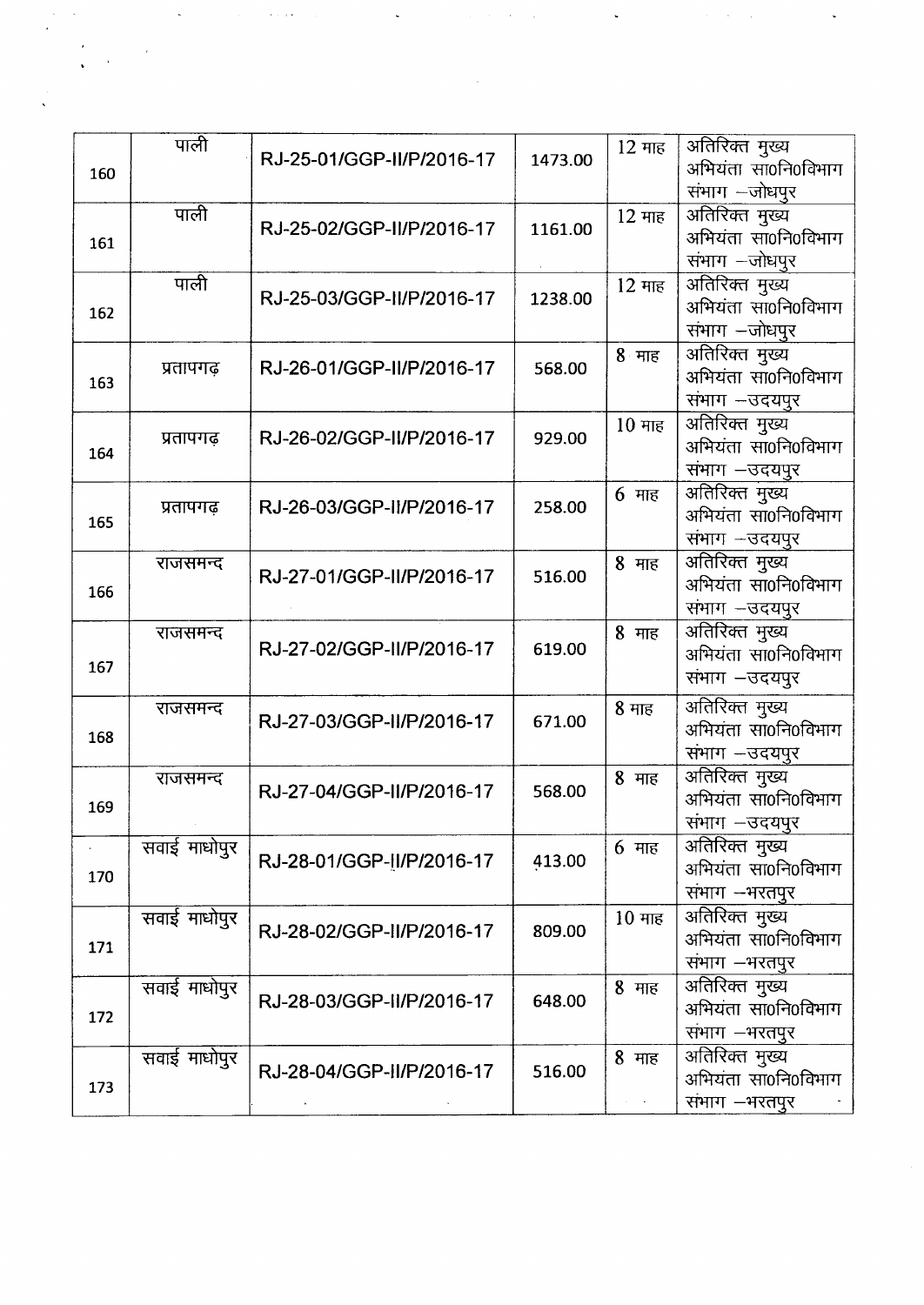| | | | | | |
|---|---|---|---|---|---|
| 160 | पाली | RJ-25-01/GGP-II/P/2016-17 | 1473.00 | 12 माह | अतिरिक्त मुख्य अभियंता सा0नि0विभाग संभाग –जोधपुर |
| 161 | पाली | RJ-25-02/GGP-II/P/2016-17 | 1161.00 | 12 माह | अतिरिक्त मुख्य अभियंता सा0नि0विभाग संभाग –जोधपुर |
| 162 | पाली | RJ-25-03/GGP-II/P/2016-17 | 1238.00 | 12 माह | अतिरिक्त मुख्य अभियंता सा0नि0विभाग संभाग –जोधपुर |
| 163 | प्रतापगढ़ | RJ-26-01/GGP-II/P/2016-17 | 568.00 | 8 माह | अतिरिक्त मुख्य अभियंता सा0नि0विभाग संभाग –उदयपुर |
| 164 | प्रतापगढ़ | RJ-26-02/GGP-II/P/2016-17 | 929.00 | 10 माह | अतिरिक्त मुख्य अभियंता सा0नि0विभाग संभाग –उदयपुर |
| 165 | प्रतापगढ़ | RJ-26-03/GGP-II/P/2016-17 | 258.00 | 6 माह | अतिरिक्त मुख्य अभियंता सा0नि0विभाग संभाग –उदयपुर |
| 166 | राजसमन्द | RJ-27-01/GGP-II/P/2016-17 | 516.00 | 8 माह | अतिरिक्त मुख्य अभियंता सा0नि0विभाग संभाग –उदयपुर |
| 167 | राजसमन्द | RJ-27-02/GGP-II/P/2016-17 | 619.00 | 8 माह | अतिरिक्त मुख्य अभियंता सा0नि0विभाग संभाग –उदयपुर |
| 168 | राजसमन्द | RJ-27-03/GGP-II/P/2016-17 | 671.00 | 8 माह | अतिरिक्त मुख्य अभियंता सा0नि0विभाग संभाग –उदयपुर |
| 169 | राजसमन्द | RJ-27-04/GGP-II/P/2016-17 | 568.00 | 8 माह | अतिरिक्त मुख्य अभियंता सा0नि0विभाग संभाग –उदयपुर |
| 170 | सवाई माधोपुर | RJ-28-01/GGP-II/P/2016-17 | 413.00 | 6 माह | अतिरिक्त मुख्य अभियंता सा0नि0विभाग संभाग –भरतपुर |
| 171 | सवाई माधोपुर | RJ-28-02/GGP-II/P/2016-17 | 809.00 | 10 माह | अतिरिक्त मुख्य अभियंता सा0नि0विभाग संभाग –भरतपुर |
| 172 | सवाई माधोपुर | RJ-28-03/GGP-II/P/2016-17 | 648.00 | 8 माह | अतिरिक्त मुख्य अभियंता सा0नि0विभाग संभाग –भरतपुर |
| 173 | सवाई माधोपुर | RJ-28-04/GGP-II/P/2016-17 | 516.00 | 8 माह | अतिरिक्त मुख्य अभियंता सा0नि0विभाग संभाग –भरतपुर |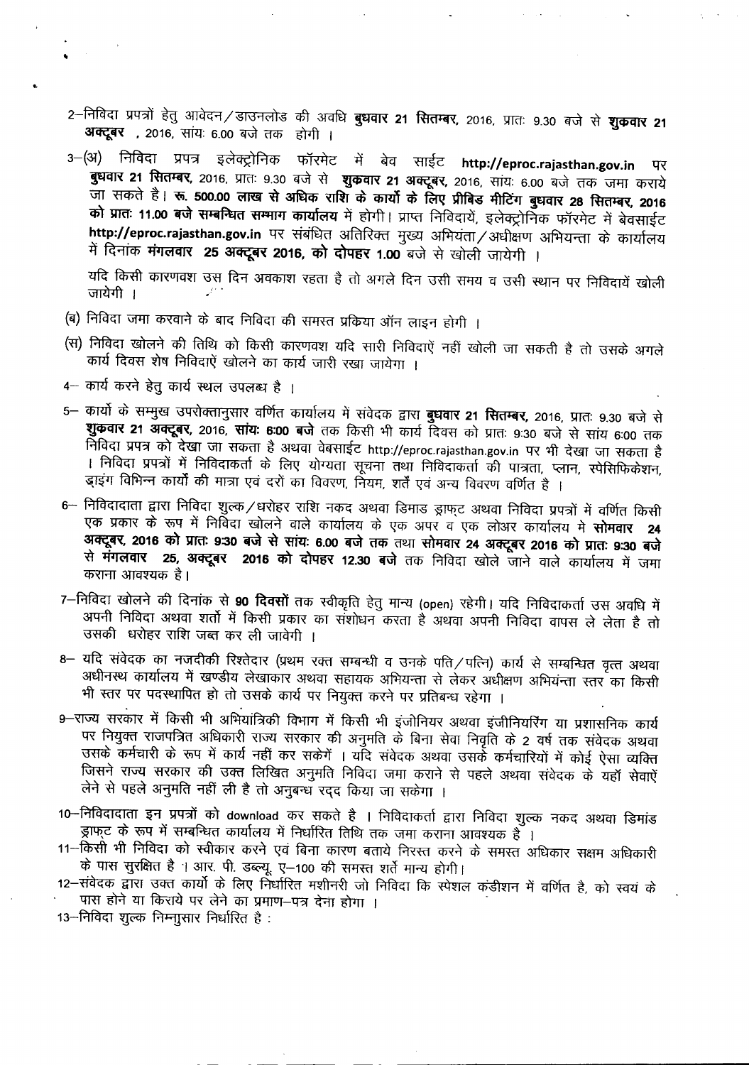2–निविदा प्रपत्रों हेतु आवेदन/डाउनलोड की अवधि **बुधवार 21 सितम्बर,** 2016, प्रातः 9.30 बजे से **शुक्रवार 21 अक्टूबर** , 2016, सांयः 6.00 बजे तक होगी ।

3–(अ) निविदा प्रपत्र इलेक्ट्रोनिक फॉरमेट में बेव साईट **http://eproc.rajasthan.gov.in** पर **बुधवार 21 सितम्बर,** 2016, प्रातः 9.30 बजे से **शुक्रवार 21 अक्टूबर,** 2016, सांयः 6.00 बजे तक जमा कराये जा सकते है। **रू. 500.00 लाख से अधिक राशि के कार्यो के लिए प्रीबिड मीटिंग बुधवार 28 सितम्बर, 2016 को प्रातः 11.00 बजे सम्बन्धित सम्भाग कार्यालय** में होगी। प्राप्त निविदायें, इलेक्ट्रोनिक फॉरमेट में बेवसाईट **http://eproc.rajasthan.gov.in** पर संबंधित अतिरिक्त मुख्य अभियंता/अधीक्षण अभियन्ता के कार्यालय में दिनांक **मंगलवार 25 अक्टूबर 2016, को दोपहर 1.00** बजे से खोली जायेगी ।

यदि किसी कारणवश उस दिन अवकाश रहता है तो अगले दिन उसी समय व उसी स्थान पर निविदायें खोली जायेगी ।

(ब) निविदा जमा करवाने के बाद निविदा की समस्त प्रकिया ऑन लाइन होगी ।

(स) निविदा खोलने की तिथि को किसी कारणवश यदि सारी निविदाऐं नहीं खोली जा सकती है तो उसके अगले कार्य दिवस शेष निविदाऐं खोलने का कार्य जारी रखा जायेगा ।

4– कार्य करने हेतु कार्य स्थल उपलब्ध है ।

5– कार्यो के सम्मुख उपरोक्तानुसार वर्णित कार्यालय में संवेदक द्वारा **बुधवार 21 सितम्बर,** 2016, प्रातः 9.30 बजे से **शुक्रवार 21 अक्टूबर,** 2016, **सांयः 6:00 बजे** तक किसी भी कार्य दिवस को प्रातः 9:30 बजे से सांय 6:00 तक निविदा प्रपत्र को देखा जा सकता है अथवा वेबसाईट http://eproc.rajasthan.gov.in पर भी देखा जा सकता है । निविदा प्रपत्रों में निविदाकर्ता के लिए योग्यता सूचना तथा निविदाकर्ता की पात्रता, प्लान, स्पेसिफिकेशन, ड्राइंग विभिन्न कार्यों की मात्रा एवं दरों का विवरण, नियम, शर्ते एवं अन्य विवरण वर्णित है ।

6– निविदादाता द्वारा निविदा शुल्क/धरोहर राशि नकद अथवा डिमाड ड्राफ्ट अथवा निविदा प्रपत्रों में वर्णित किसी एक प्रकार के रूप में निविदा खोलने वाले कार्यालय के एक अपर व एक लोअर कार्यालय मे **सोमवार 24 अक्टूबर, 2016 को प्रातः 9:30 बजे से सांयः 6.00 बजे तक** तथा **सोमवार 24 अक्टूबर 2016 को प्रातः 9:30 बजे** से **मंगलवार 25, अक्टूबर 2016 को दोपहर 12.30 बजे** तक निविदा खोले जाने वाले कार्यालय में जमा कराना आवश्यक है।

7–निविदा खोलने की दिनांक से **90 दिवसों** तक स्वीकृति हेतु मान्य (open) रहेगी। यदि निविदाकर्ता उस अवधि में अपनी निविदा अथवा शर्तो में किसी प्रकार का संशोधन करता है अथवा अपनी निविदा वापस ले लेता है तो उसकी धरोहर राशि जब्त कर ली जावेगी ।

8– यदि संवेदक का नजदीकी रिश्तेदार (प्रथम रक्त सम्बन्धी व उनके पति/पत्नि) कार्य से सम्बन्धित वृत्त अथवा अधीनस्थ कार्यालय में खण्डीय लेखाकार अथवा सहायक अभियन्ता से लेकर अधीक्षण अभियंता स्तर का किसी भी स्तर पर पदस्थापित हो तो उसके कार्य पर नियुक्त करने पर प्रतिबन्ध रहेगा ।

9–राज्य सरकार में किसी भी अभियांत्रिकी विभाग में किसी भी इंजोनियर अथवा इंजीनियरिंग या प्रशासनिक कार्य पर नियुक्त राजपत्रित अधिकारी राज्य सरकार की अनुमति के बिना सेवा निवृति के 2 वर्ष तक संवेदक अथवा उसके कर्मचारी के रूप में कार्य नहीं कर सकेगें । यदि संवेदक अथवा उसके कर्मचारियों में कोई ऐसा व्यक्ति जिसने राज्य सरकार की उक्त लिखित अनुमति निविदा जमा कराने से पहले अथवा संवेदक के यहाँ सेवाऐं लेने से पहले अनुमति नहीं ली है तो अनुबन्ध रद्द किया जा सकेगा ।

10–निविदादाता इन प्रपत्रों को download कर सकते है । निविदाकर्ता द्वारा निविदा शुल्क नकद अथवा डिमांड ड्राफ्ट के रूप में सम्बन्धित कार्यालय में निर्धारित तिथि तक जमा कराना आवश्यक है ।

11–किसी भी निविदा को स्वीकार करने एवं बिना कारण बताये निरस्त करने के समस्त अधिकार सक्षम अधिकारी के पास सुरक्षित है । आर. पी. डब्ल्यू. ए–100 की समस्त शर्ते मान्य होगी।

12–संवेदक द्वारा उक्त कार्यो के लिए निर्धारित मशीनरी जो निविदा कि स्पेशल कंडीशन में वर्णित है, को स्वयं के पास होने या किराये पर लेने का प्रमाण–पत्र देना होगा ।

13–निविदा शुल्क निम्नानुसार निर्धारित है :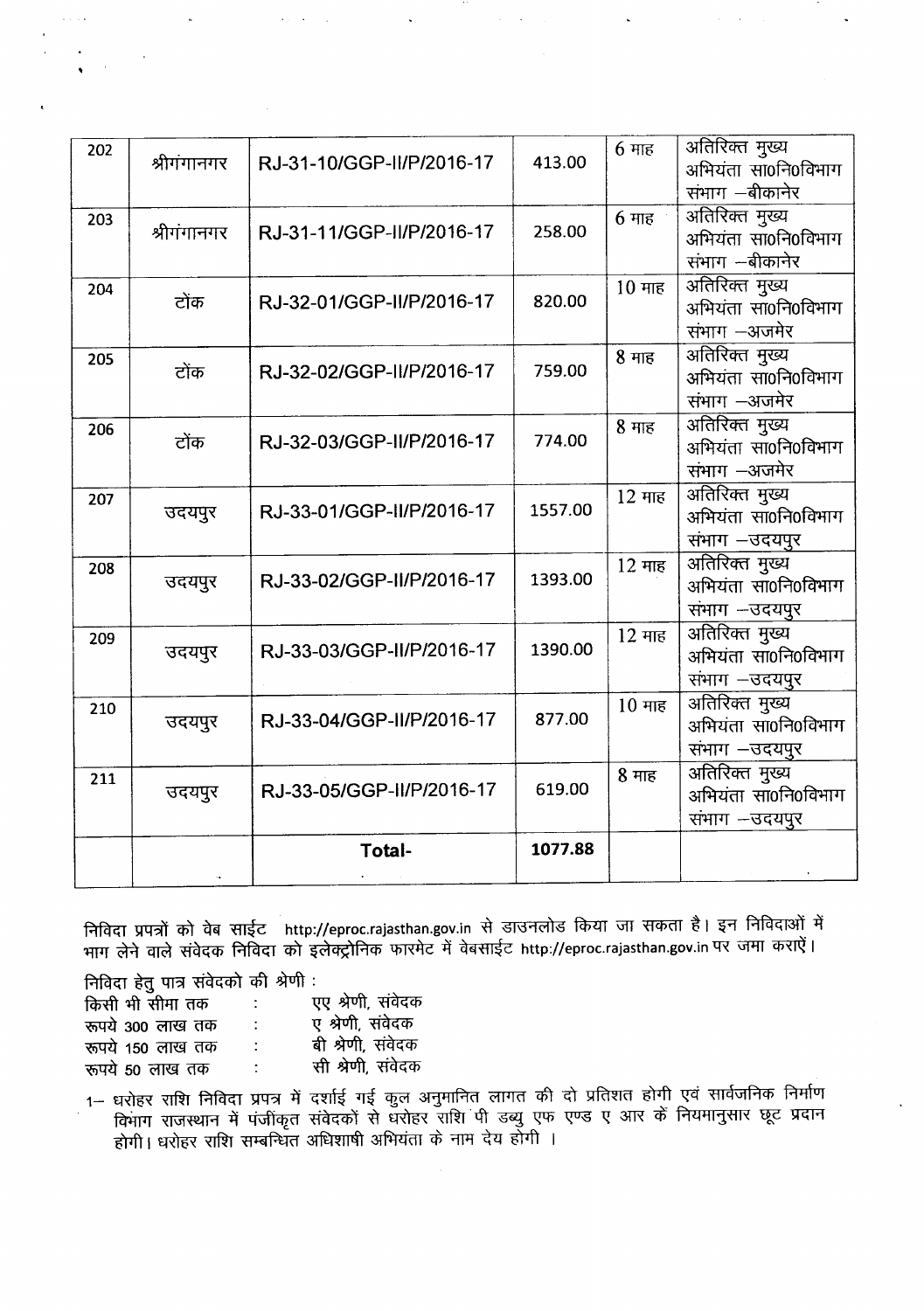| 202 | श्रीगंगानगर | RJ-31-10/GGP-II/P/2016-17 | 413.00 | 6 माह | अतिरिक्त मुख्य अभियंता सा0नि0विभाग संभाग –बीकानेर |
|---|---|---|---|---|---|
| 203 | श्रीगंगानगर | RJ-31-11/GGP-II/P/2016-17 | 258.00 | 6 माह | अतिरिक्त मुख्य अभियंता सा0नि0विभाग संभाग –बीकानेर |
| 204 | टोंक | RJ-32-01/GGP-II/P/2016-17 | 820.00 | 10 माह | अतिरिक्त मुख्य अभियंता सा0नि0विभाग संभाग –अजमेर |
| 205 | टोंक | RJ-32-02/GGP-II/P/2016-17 | 759.00 | 8 माह | अतिरिक्त मुख्य अभियंता सा0नि0विभाग संभाग –अजमेर |
| 206 | टोंक | RJ-32-03/GGP-II/P/2016-17 | 774.00 | 8 माह | अतिरिक्त मुख्य अभियंता सा0नि0विभाग संभाग –अजमेर |
| 207 | उदयपुर | RJ-33-01/GGP-II/P/2016-17 | 1557.00 | 12 माह | अतिरिक्त मुख्य अभियंता सा0नि0विभाग संभाग –उदयपुर |
| 208 | उदयपुर | RJ-33-02/GGP-II/P/2016-17 | 1393.00 | 12 माह | अतिरिक्त मुख्य अभियंता सा0नि0विभाग संभाग –उदयपुर |
| 209 | उदयपुर | RJ-33-03/GGP-II/P/2016-17 | 1390.00 | 12 माह | अतिरिक्त मुख्य अभियंता सा0नि0विभाग संभाग –उदयपुर |
| 210 | उदयपुर | RJ-33-04/GGP-II/P/2016-17 | 877.00 | 10 माह | अतिरिक्त मुख्य अभियंता सा0नि0विभाग संभाग –उदयपुर |
| 211 | उदयपुर | RJ-33-05/GGP-II/P/2016-17 | 619.00 | 8 माह | अतिरिक्त मुख्य अभियंता सा0नि0विभाग संभाग –उदयपुर |
| | | **Total-** | **1077.88** | | |

निविदा प्रपत्रों को वेब साईट http://eproc.rajasthan.gov.in से डाउनलोड किया जा सकता है। इन निविदाओं में भाग लेने वाले संवेदक निविदा को इलेक्ट्रोनिक फारमेट में वेबसाईट http://eproc.rajasthan.gov.in पर जमा कराएें।

निविदा हेतु पात्र संवेदको की श्रेणी :

| | | |
|---|---|---|
| किसी भी सीमा तक | : | एए श्रेणी, संवेदक |
| रूपये 300 लाख तक | : | ए श्रेणी, संवेदक |
| रूपये 150 लाख तक | : | बी श्रेणी, संवेदक |
| रूपये 50 लाख तक | : | सी श्रेणी, संवेदक |

1– धरोहर राशि निविदा प्रपत्र में दर्शाई गई कुल अनुमानित लागत की दो प्रतिशत होगी एवं सार्वजनिक निर्माण विभाग राजस्थान में पंजीकृत संवेदकों से धरोहर राशि पी डब्यु एफ एण्ड ए आर के नियमानुसार छूट प्रदान होगी। धरोहर राशि सम्बन्धित अधिशाषी अभियंता के नाम देय होगी ।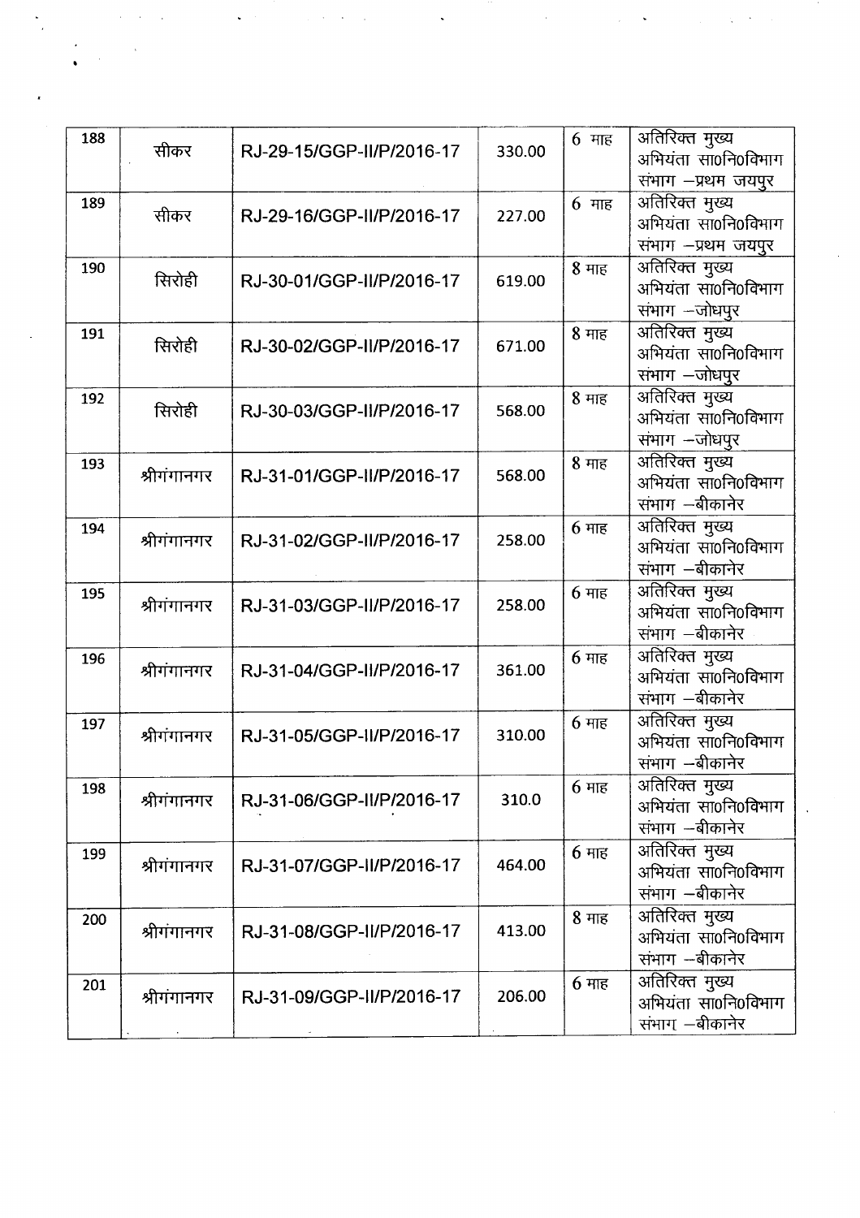| 188 | सीकर | RJ-29-15/GGP-II/P/2016-17 | 330.00 | 6 माह | अतिरिक्त मुख्य अभियंता सा0नि0विभाग संभाग –प्रथम जयपुर |
|---|---|---|---|---|---|
| 189 | सीकर | RJ-29-16/GGP-II/P/2016-17 | 227.00 | 6 माह | अतिरिक्त मुख्य अभियंता सा0नि0विभाग संभाग –प्रथम जयपुर |
| 190 | सिरोही | RJ-30-01/GGP-II/P/2016-17 | 619.00 | 8 माह | अतिरिक्त मुख्य अभियंता सा0नि0विभाग संभाग –जोधपुर |
| 191 | सिरोही | RJ-30-02/GGP-II/P/2016-17 | 671.00 | 8 माह | अतिरिक्त मुख्य अभियंता सा0नि0विभाग संभाग –जोधपुर |
| 192 | सिरोही | RJ-30-03/GGP-II/P/2016-17 | 568.00 | 8 माह | अतिरिक्त मुख्य अभियंता सा0नि0विभाग संभाग –जोधपुर |
| 193 | श्रीगंगानगर | RJ-31-01/GGP-II/P/2016-17 | 568.00 | 8 माह | अतिरिक्त मुख्य अभियंता सा0नि0विभाग संभाग –बीकानेर |
| 194 | श्रीगंगानगर | RJ-31-02/GGP-II/P/2016-17 | 258.00 | 6 माह | अतिरिक्त मुख्य अभियंता सा0नि0विभाग संभाग –बीकानेर |
| 195 | श्रीगंगानगर | RJ-31-03/GGP-II/P/2016-17 | 258.00 | 6 माह | अतिरिक्त मुख्य अभियंता सा0नि0विभाग संभाग –बीकानेर |
| 196 | श्रीगंगानगर | RJ-31-04/GGP-II/P/2016-17 | 361.00 | 6 माह | अतिरिक्त मुख्य अभियंता सा0नि0विभाग संभाग –बीकानेर |
| 197 | श्रीगंगानगर | RJ-31-05/GGP-II/P/2016-17 | 310.00 | 6 माह | अतिरिक्त मुख्य अभियंता सा0नि0विभाग संभाग –बीकानेर |
| 198 | श्रीगंगानगर | RJ-31-06/GGP-II/P/2016-17 | 310.0 | 6 माह | अतिरिक्त मुख्य अभियंता सा0नि0विभाग संभाग –बीकानेर |
| 199 | श्रीगंगानगर | RJ-31-07/GGP-II/P/2016-17 | 464.00 | 6 माह | अतिरिक्त मुख्य अभियंता सा0नि0विभाग संभाग –बीकानेर |
| 200 | श्रीगंगानगर | RJ-31-08/GGP-II/P/2016-17 | 413.00 | 8 माह | अतिरिक्त मुख्य अभियंता सा0नि0विभाग संभाग –बीकानेर |
| 201 | श्रीगंगानगर | RJ-31-09/GGP-II/P/2016-17 | 206.00 | 6 माह | अतिरिक्त मुख्य अभियंता सा0नि0विभाग संभाग –बीकानेर |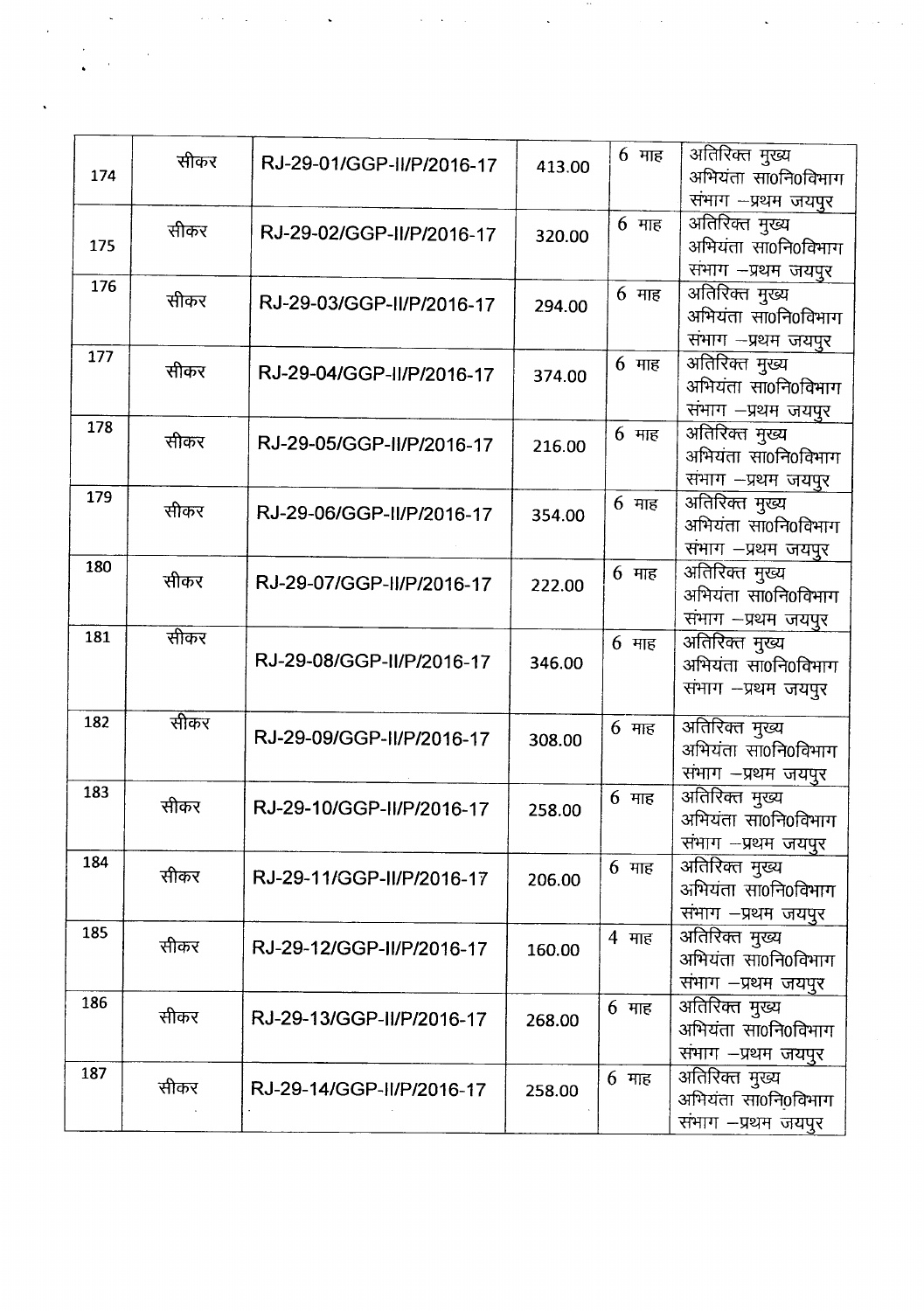| | | | | | |
|---|---|---|---|---|---|
| 174 | सीकर | RJ-29-01/GGP-II/P/2016-17 | 413.00 | 6 माह | अतिरिक्त मुख्य अभियंता सा0नि0विभाग संभाग –प्रथम जयपुर |
| 175 | सीकर | RJ-29-02/GGP-II/P/2016-17 | 320.00 | 6 माह | अतिरिक्त मुख्य अभियंता सा0नि0विभाग संभाग –प्रथम जयपुर |
| 176 | सीकर | RJ-29-03/GGP-II/P/2016-17 | 294.00 | 6 माह | अतिरिक्त मुख्य अभियंता सा0नि0विभाग संभाग –प्रथम जयपुर |
| 177 | सीकर | RJ-29-04/GGP-II/P/2016-17 | 374.00 | 6 माह | अतिरिक्त मुख्य अभियंता सा0नि0विभाग संभाग –प्रथम जयपुर |
| 178 | सीकर | RJ-29-05/GGP-II/P/2016-17 | 216.00 | 6 माह | अतिरिक्त मुख्य अभियंता सा0नि0विभाग संभाग –प्रथम जयपुर |
| 179 | सीकर | RJ-29-06/GGP-II/P/2016-17 | 354.00 | 6 माह | अतिरिक्त मुख्य अभियंता सा0नि0विभाग संभाग –प्रथम जयपुर |
| 180 | सीकर | RJ-29-07/GGP-II/P/2016-17 | 222.00 | 6 माह | अतिरिक्त मुख्य अभियंता सा0नि0विभाग संभाग –प्रथम जयपुर |
| 181 | सीकर | RJ-29-08/GGP-II/P/2016-17 | 346.00 | 6 माह | अतिरिक्त मुख्य अभियंता सा0नि0विभाग संभाग –प्रथम जयपुर |
| 182 | सीकर | RJ-29-09/GGP-II/P/2016-17 | 308.00 | 6 माह | अतिरिक्त मुख्य अभियंता सा0नि0विभाग संभाग –प्रथम जयपुर |
| 183 | सीकर | RJ-29-10/GGP-II/P/2016-17 | 258.00 | 6 माह | अतिरिक्त मुख्य अभियंता सा0नि0विभाग संभाग –प्रथम जयपुर |
| 184 | सीकर | RJ-29-11/GGP-II/P/2016-17 | 206.00 | 6 माह | अतिरिक्त मुख्य अभियंता सा0नि0विभाग संभाग –प्रथम जयपुर |
| 185 | सीकर | RJ-29-12/GGP-II/P/2016-17 | 160.00 | 4 माह | अतिरिक्त मुख्य अभियंता सा0नि0विभाग संभाग –प्रथम जयपुर |
| 186 | सीकर | RJ-29-13/GGP-II/P/2016-17 | 268.00 | 6 माह | अतिरिक्त मुख्य अभियंता सा0नि0विभाग संभाग –प्रथम जयपुर |
| 187 | सीकर | RJ-29-14/GGP-II/P/2016-17 | 258.00 | 6 माह | अतिरिक्त मुख्य अभियंता सा0नि0विभाग संभाग –प्रथम जयपुर |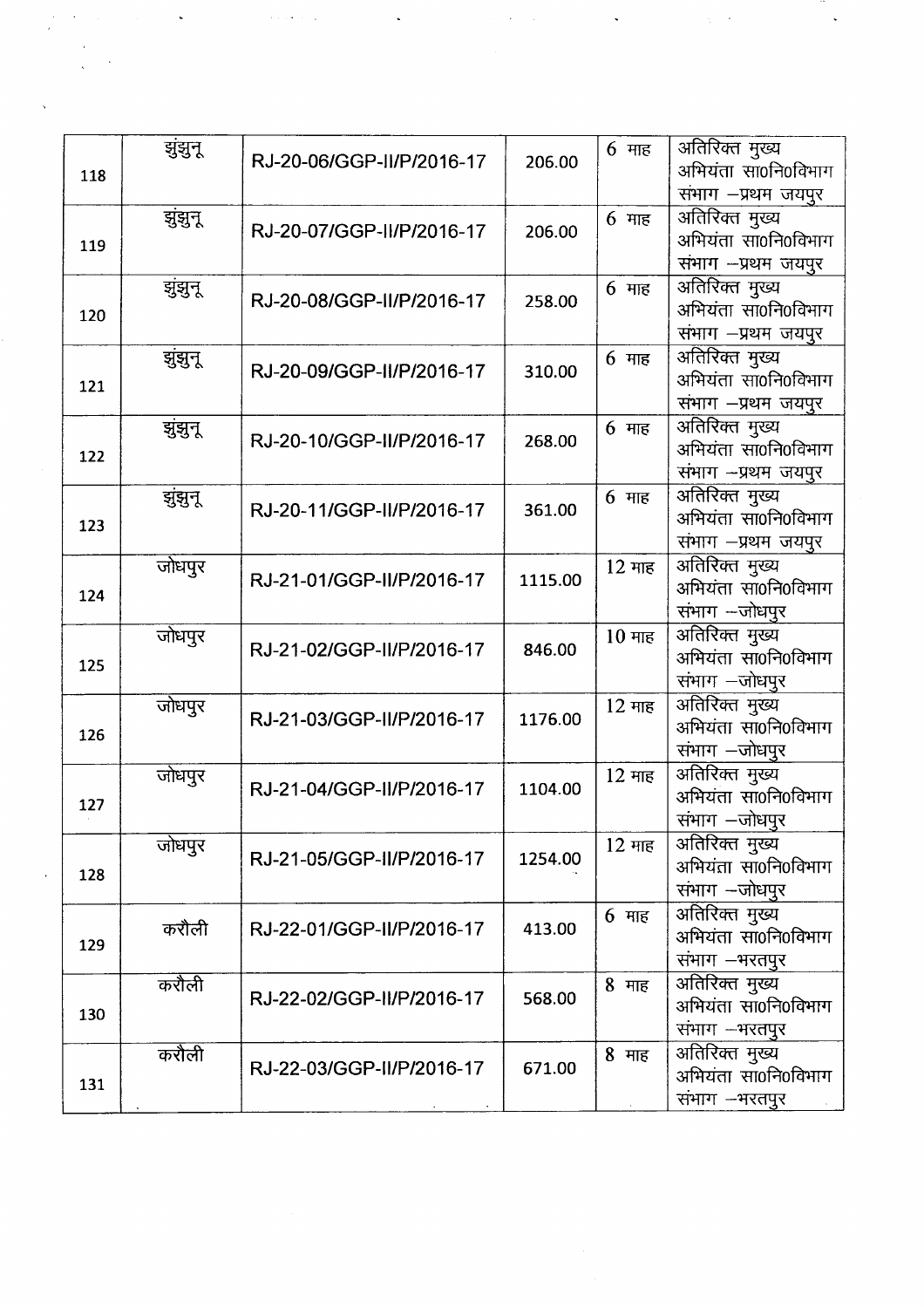| | | | | | |
|---|---|---|---|---|---|
| 118 | झुंझुनू | RJ-20-06/GGP-II/P/2016-17 | 206.00 | 6 माह | अतिरिक्त मुख्य अभियंता सा0नि0विभाग संभाग –प्रथम जयपुर |
| 119 | झुंझुनू | RJ-20-07/GGP-II/P/2016-17 | 206.00 | 6 माह | अतिरिक्त मुख्य अभियंता सा0नि0विभाग संभाग –प्रथम जयपुर |
| 120 | झुंझुनू | RJ-20-08/GGP-II/P/2016-17 | 258.00 | 6 माह | अतिरिक्त मुख्य अभियंता सा0नि0विभाग संभाग –प्रथम जयपुर |
| 121 | झुंझुनू | RJ-20-09/GGP-II/P/2016-17 | 310.00 | 6 माह | अतिरिक्त मुख्य अभियंता सा0नि0विभाग संभाग –प्रथम जयपुर |
| 122 | झुंझुनू | RJ-20-10/GGP-II/P/2016-17 | 268.00 | 6 माह | अतिरिक्त मुख्य अभियंता सा0नि0विभाग संभाग –प्रथम जयपुर |
| 123 | झुंझुनू | RJ-20-11/GGP-II/P/2016-17 | 361.00 | 6 माह | अतिरिक्त मुख्य अभियंता सा0नि0विभाग संभाग –प्रथम जयपुर |
| 124 | जोधपुर | RJ-21-01/GGP-II/P/2016-17 | 1115.00 | 12 माह | अतिरिक्त मुख्य अभियंता सा0नि0विभाग संभाग –जोधपुर |
| 125 | जोधपुर | RJ-21-02/GGP-II/P/2016-17 | 846.00 | 10 माह | अतिरिक्त मुख्य अभियंता सा0नि0विभाग संभाग –जोधपुर |
| 126 | जोधपुर | RJ-21-03/GGP-II/P/2016-17 | 1176.00 | 12 माह | अतिरिक्त मुख्य अभियंता सा0नि0विभाग संभाग –जोधपुर |
| 127 | जोधपुर | RJ-21-04/GGP-II/P/2016-17 | 1104.00 | 12 माह | अतिरिक्त मुख्य अभियंता सा0नि0विभाग संभाग –जोधपुर |
| 128 | जोधपुर | RJ-21-05/GGP-II/P/2016-17 | 1254.00 | 12 माह | अतिरिक्त मुख्य अभियंता सा0नि0विभाग संभाग –जोधपुर |
| 129 | करौली | RJ-22-01/GGP-II/P/2016-17 | 413.00 | 6 माह | अतिरिक्त मुख्य अभियंता सा0नि0विभाग संभाग –भरतपुर |
| 130 | करौली | RJ-22-02/GGP-II/P/2016-17 | 568.00 | 8 माह | अतिरिक्त मुख्य अभियंता सा0नि0विभाग संभाग –भरतपुर |
| 131 | करौली | RJ-22-03/GGP-II/P/2016-17 | 671.00 | 8 माह | अतिरिक्त मुख्य अभियंता सा0नि0विभाग संभाग –भरतपुर |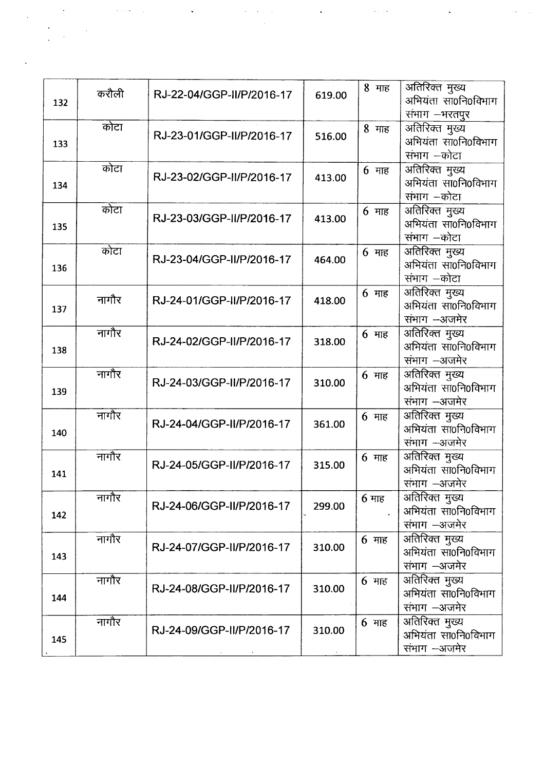| 132 | करौली | RJ-22-04/GGP-II/P/2016-17 | 619.00 | 8 माह | अतिरिक्त मुख्य अभियंता सा0नि0विभाग संभाग –भरतपुर |
|---|---|---|---|---|---|
| 133 | कोटा | RJ-23-01/GGP-II/P/2016-17 | 516.00 | 8 माह | अतिरिक्त मुख्य अभियंता सा0नि0विभाग संभाग –कोटा |
| 134 | कोटा | RJ-23-02/GGP-II/P/2016-17 | 413.00 | 6 माह | अतिरिक्त मुख्य अभियंता सा0नि0विभाग संभाग –कोटा |
| 135 | कोटा | RJ-23-03/GGP-II/P/2016-17 | 413.00 | 6 माह | अतिरिक्त मुख्य अभियंता सा0नि0विभाग संभाग –कोटा |
| 136 | कोटा | RJ-23-04/GGP-II/P/2016-17 | 464.00 | 6 माह | अतिरिक्त मुख्य अभियंता सा0नि0विभाग संभाग –कोटा |
| 137 | नागौर | RJ-24-01/GGP-II/P/2016-17 | 418.00 | 6 माह | अतिरिक्त मुख्य अभियंता सा0नि0विभाग संभाग –अजमेर |
| 138 | नागौर | RJ-24-02/GGP-II/P/2016-17 | 318.00 | 6 माह | अतिरिक्त मुख्य अभियंता सा0नि0विभाग संभाग –अजमेर |
| 139 | नागौर | RJ-24-03/GGP-II/P/2016-17 | 310.00 | 6 माह | अतिरिक्त मुख्य अभियंता सा0नि0विभाग संभाग –अजमेर |
| 140 | नागौर | RJ-24-04/GGP-II/P/2016-17 | 361.00 | 6 माह | अतिरिक्त मुख्य अभियंता सा0नि0विभाग संभाग –अजमेर |
| 141 | नागौर | RJ-24-05/GGP-II/P/2016-17 | 315.00 | 6 माह | अतिरिक्त मुख्य अभियंता सा0नि0विभाग संभाग –अजमेर |
| 142 | नागौर | RJ-24-06/GGP-II/P/2016-17 | 299.00 | 6 माह | अतिरिक्त मुख्य अभियंता सा0नि0विभाग संभाग –अजमेर |
| 143 | नागौर | RJ-24-07/GGP-II/P/2016-17 | 310.00 | 6 माह | अतिरिक्त मुख्य अभियंता सा0नि0विभाग संभाग –अजमेर |
| 144 | नागौर | RJ-24-08/GGP-II/P/2016-17 | 310.00 | 6 माह | अतिरिक्त मुख्य अभियंता सा0नि0विभाग संभाग –अजमेर |
| 145 | नागौर | RJ-24-09/GGP-II/P/2016-17 | 310.00 | 6 माह | अतिरिक्त मुख्य अभियंता सा0नि0विभाग संभाग –अजमेर |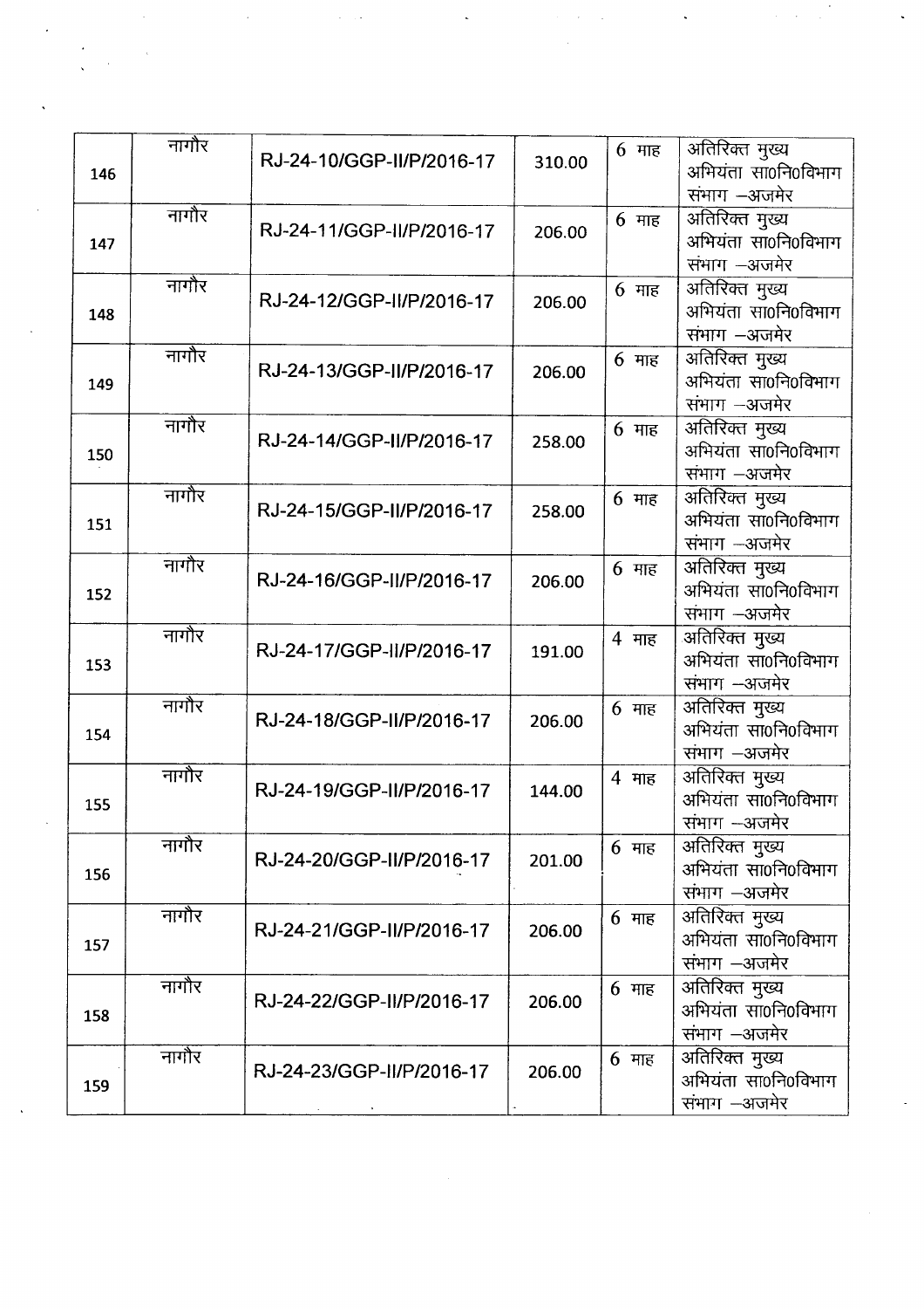| | | | | | |
|---|---|---|---|---|---|
| 146 | नागौर | RJ-24-10/GGP-II/P/2016-17 | 310.00 | 6 माह | अतिरिक्त मुख्य अभियंता सा0नि0विभाग संभाग –अजमेर |
| 147 | नागौर | RJ-24-11/GGP-II/P/2016-17 | 206.00 | 6 माह | अतिरिक्त मुख्य अभियंता सा0नि0विभाग संभाग –अजमेर |
| 148 | नागौर | RJ-24-12/GGP-II/P/2016-17 | 206.00 | 6 माह | अतिरिक्त मुख्य अभियंता सा0नि0विभाग संभाग –अजमेर |
| 149 | नागौर | RJ-24-13/GGP-II/P/2016-17 | 206.00 | 6 माह | अतिरिक्त मुख्य अभियंता सा0नि0विभाग संभाग –अजमेर |
| 150 | नागौर | RJ-24-14/GGP-II/P/2016-17 | 258.00 | 6 माह | अतिरिक्त मुख्य अभियंता सा0नि0विभाग संभाग –अजमेर |
| 151 | नागौर | RJ-24-15/GGP-II/P/2016-17 | 258.00 | 6 माह | अतिरिक्त मुख्य अभियंता सा0नि0विभाग संभाग –अजमेर |
| 152 | नागौर | RJ-24-16/GGP-II/P/2016-17 | 206.00 | 6 माह | अतिरिक्त मुख्य अभियंता सा0नि0विभाग संभाग –अजमेर |
| 153 | नागौर | RJ-24-17/GGP-II/P/2016-17 | 191.00 | 4 माह | अतिरिक्त मुख्य अभियंता सा0नि0विभाग संभाग –अजमेर |
| 154 | नागौर | RJ-24-18/GGP-II/P/2016-17 | 206.00 | 6 माह | अतिरिक्त मुख्य अभियंता सा0नि0विभाग संभाग –अजमेर |
| 155 | नागौर | RJ-24-19/GGP-II/P/2016-17 | 144.00 | 4 माह | अतिरिक्त मुख्य अभियंता सा0नि0विभाग संभाग –अजमेर |
| 156 | नागौर | RJ-24-20/GGP-II/P/2016-17 | 201.00 | 6 माह | अतिरिक्त मुख्य अभियंता सा0नि0विभाग संभाग –अजमेर |
| 157 | नागौर | RJ-24-21/GGP-II/P/2016-17 | 206.00 | 6 माह | अतिरिक्त मुख्य अभियंता सा0नि0विभाग संभाग –अजमेर |
| 158 | नागौर | RJ-24-22/GGP-II/P/2016-17 | 206.00 | 6 माह | अतिरिक्त मुख्य अभियंता सा0नि0विभाग संभाग –अजमेर |
| 159 | नागौर | RJ-24-23/GGP-II/P/2016-17 | 206.00 | 6 माह | अतिरिक्त मुख्य अभियंता सा0नि0विभाग संभाग –अजमेर |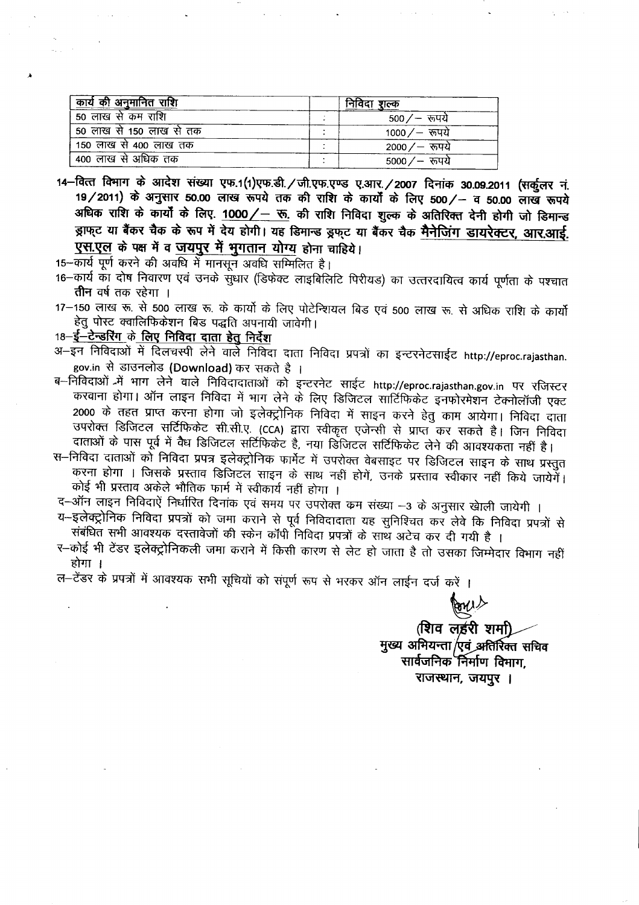| कार्य की अनुमानित राशि | | निविदा शुल्क |
|---|---|---|
| 50 लाख से कम राशि | : | 500/– रूपये |
| 50 लाख से 150 लाख से तक | : | 1000/– रूपये |
| 150 लाख से 400 लाख तक | : | 2000/– रूपये |
| 400 लाख से अधिक तक | : | 5000/– रूपये |

**14–वित्त विभाग के आदेश संख्या एफ.1(1)एफ.डी./जी.एफ.एण्ड ए.आर./2007 दिनांक 30.09.2011 (सर्कुलर नं. 19/2011) के अनुसार 50.00 लाख रूपये तक की राशि के कार्यों के लिए 500/– व 50.00 लाख रूपये अधिक राशि के कार्यों के लिए. 1000/– रू. की राशि निविदा शुल्क के अतिरिक्त देनी होगी जो डिमान्ड ड्राफ्ट या बैंकर चैक के रूप में देय होगी। यह डिमान्ड ड्राफ्ट या बैंकर चैक मैनेजिंग डायरेक्टर, आर.आई. एस.एल के पक्ष में व जयपुर में भुगतान योग्य होना चाहिये।**

15–कार्य पूर्ण करने की अवधि में मानसून अवधि सम्मिलित है।

16–कार्य का दोष निवारण एवं उनके सुधार (डिफेक्ट लाइबिलिटि पिरीयड) का उत्तरदायित्व कार्य पूर्णता के पश्चात **तीन** वर्ष तक रहेगा ।

17–150 लाख रू. से 500 लाख रू. के कार्यो के लिए पोटेन्शियल बिड एवं 500 लाख रू. से अधिक राशि के कार्यो हेतु पोस्ट क्वालिफिकेशन बिड पद्धति अपनायी जावेगी।

**18–ई–टेन्डरिंग के लिए निविदा दाता हेतु निर्देश**

अ–इन निविदाओं में दिलचस्पी लेने वाले निविदा दाता निविदा प्रपत्रों का इन्टरनेटसाईट http://eproc.rajasthan.gov.in से डाउनलोड **(Download)** कर सकते है ।

ब–निविदाओं में भाग लेने वाले निविदादाताओं को इन्टरनेट साईट http://eproc.rajasthan.gov.in पर रजिस्टर करवाना होगा। ऑन लाइन निविदा में भाग लेने के लिए डिजिटल सार्टिफिकेट इनफोरमेशन टेक्नोलॉजी एक्ट 2000 के तहत प्राप्त करना होगा जो इलेक्ट्रोनिक निविदा में साइन करने हेतु काम आयेगा। निविदा दाता उपरोक्त डिजिटल सर्टिफिकेट सी.सी.ए. (CCA) द्वारा स्वीकृत एजेन्सी से प्राप्त कर सकते है। जिन निविदा दाताओं के पास पूर्व में वैध डिजिटल सर्टिफिकेट है, नया डिजिटल सर्टिफिकेट लेने की आवश्यकता नहीं है।

स–निविदा दाताओं को निविदा प्रपत्र इलेक्ट्रोनिक फार्मेट में उपरोक्त वेबसाइट पर डिजिटल साइन के साथ प्रस्तुत करना होगा । जिसके प्रस्ताव डिजिटल साइन के साथ नहीं होगें, उनके प्रस्ताव स्वीकार नहीं किये जायेगें। कोई भी प्रस्ताव अकेले भौतिक फार्म में स्वीकार्य नहीं होगा ।

द–ऑन लाइन निविदाऐं निर्धारित दिनांक एवं समय पर उपरोक्त कम संख्या –3 के अनुसार खोली जायेगी ।

य–इलेक्ट्रोनिक निविदा प्रपत्रों को जमा कराने से पूर्व निविदादाता यह सुनिश्चित कर लेवे कि निविदा प्रपत्रों से संबंधित सभी आवश्यक दस्तावेजों की स्केन कॉपी निविदा प्रपत्रों के साथ अटेच कर दी गयी है ।

र–कोई भी टेंडर इलेक्ट्रोनिकली जमा कराने में किसी कारण से लेट हो जाता है तो उसका जिम्मेदार विभाग नहीं होगा ।

ल–टेंडर के प्रपत्रों में आवश्यक सभी सूचियों को संपूर्ण रूप से भरकर ऑन लाईन दर्ज करें ।

**(शिव लहरी शर्मा)**
**मुख्य अभियन्ता एवं अतिरिक्त सचिव**
**सार्वजनिक निर्माण विभाग,**
**राजस्थान, जयपुर ।**